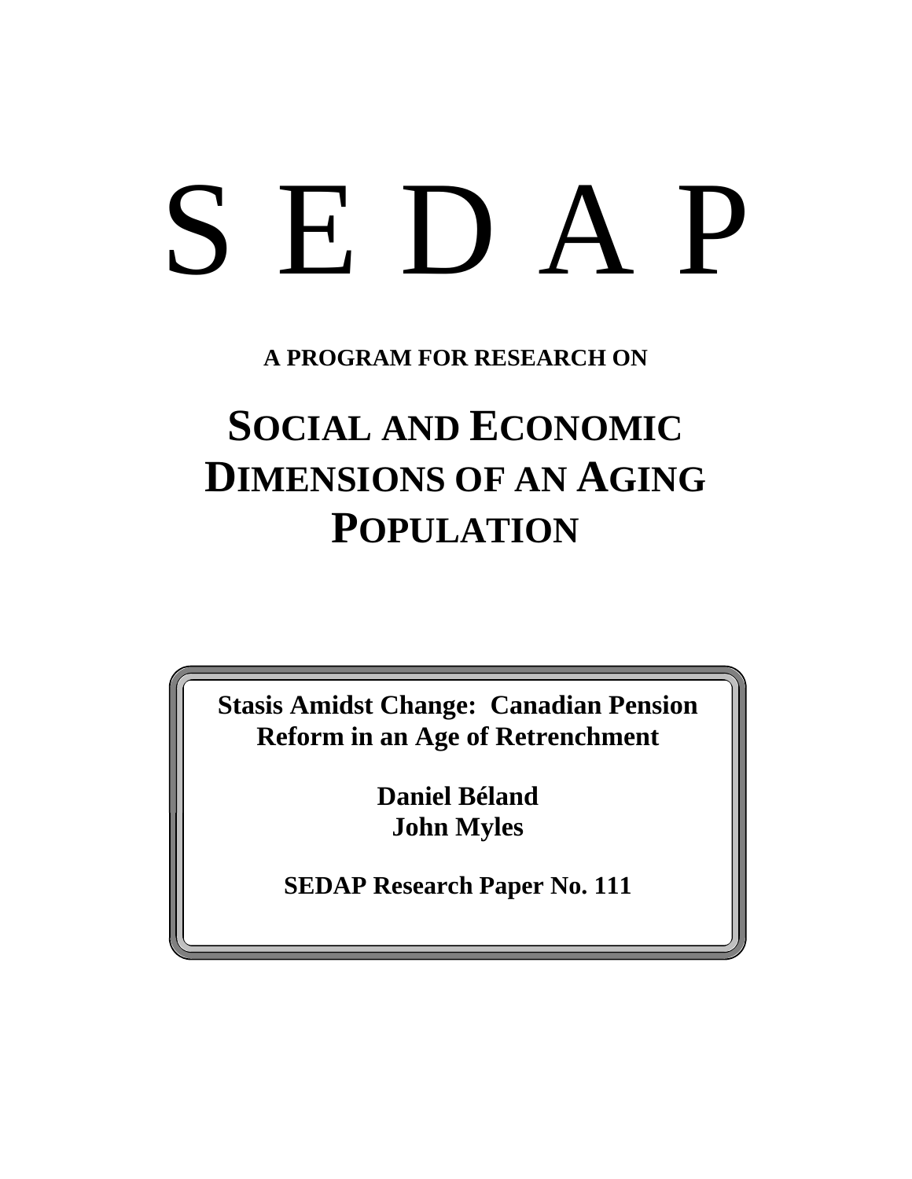# S E D A P

**A PROGRAM FOR RESEARCH ON**

## SOCIAL AND ECONOMIC DIMENSIONS OF AN AGING POPULATION

**Stasis Amidst Change: Canadian Pension Reform in an Age of Retrenchment**

**Daniel Béland**
**John Myles**

**SEDAP Research Paper No. 111**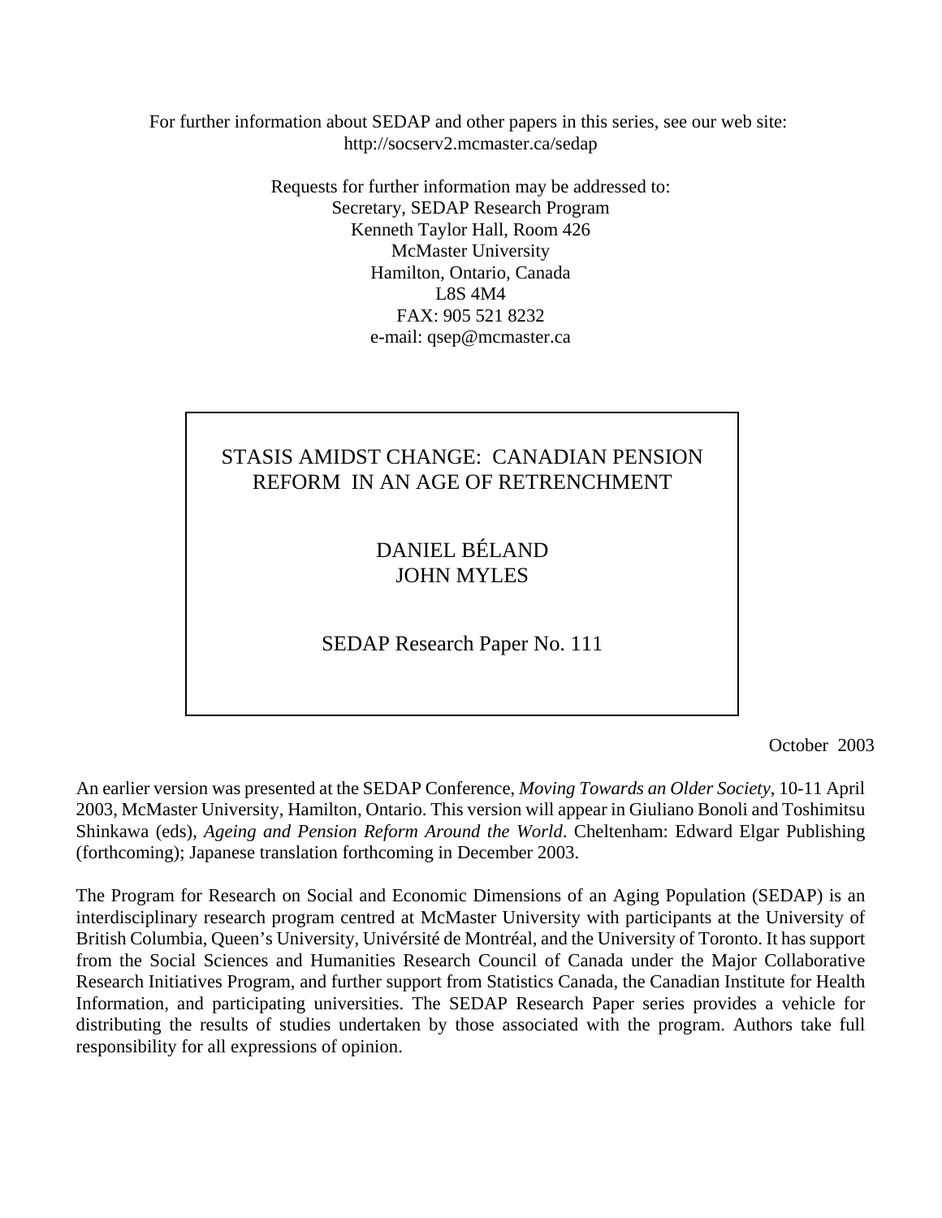For further information about SEDAP and other papers in this series, see our web site: http://socserv2.mcmaster.ca/sedap

Requests for further information may be addressed to:
Secretary, SEDAP Research Program
Kenneth Taylor Hall, Room 426
McMaster University
Hamilton, Ontario, Canada
L8S 4M4
FAX: 905 521 8232
e-mail: qsep@mcmaster.ca

# STASIS AMIDST CHANGE: CANADIAN PENSION REFORM IN AN AGE OF RETRENCHMENT

DANIEL BÉLAND
JOHN MYLES

SEDAP Research Paper No. 111

October 2003

An earlier version was presented at the SEDAP Conference, *Moving Towards an Older Society*, 10-11 April 2003, McMaster University, Hamilton, Ontario. This version will appear in Giuliano Bonoli and Toshimitsu Shinkawa (eds), *Ageing and Pension Reform Around the World*. Cheltenham: Edward Elgar Publishing (forthcoming); Japanese translation forthcoming in December 2003.

The Program for Research on Social and Economic Dimensions of an Aging Population (SEDAP) is an interdisciplinary research program centred at McMaster University with participants at the University of British Columbia, Queen's University, Univérsité de Montréal, and the University of Toronto. It has support from the Social Sciences and Humanities Research Council of Canada under the Major Collaborative Research Initiatives Program, and further support from Statistics Canada, the Canadian Institute for Health Information, and participating universities. The SEDAP Research Paper series provides a vehicle for distributing the results of studies undertaken by those associated with the program. Authors take full responsibility for all expressions of opinion.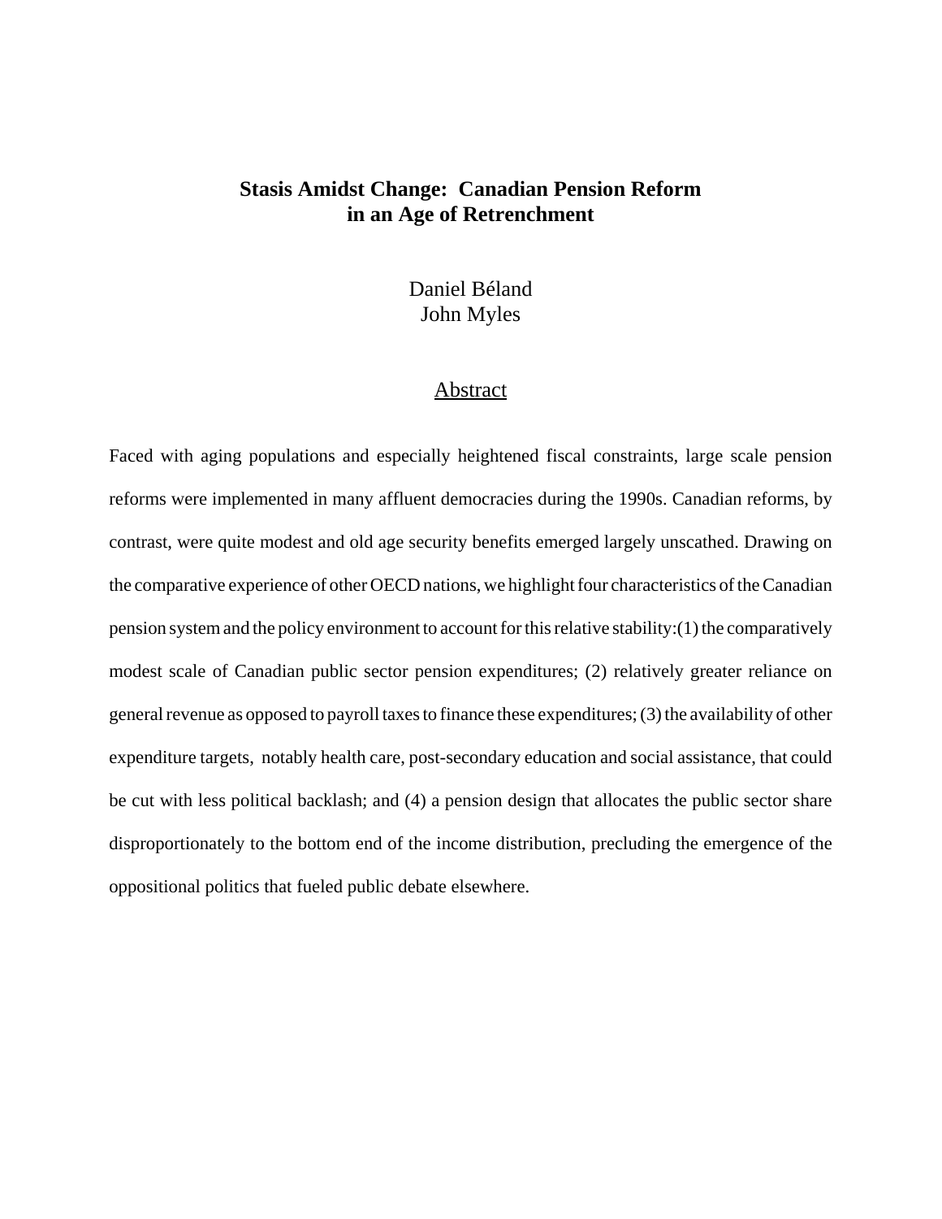# Stasis Amidst Change: Canadian Pension Reform in an Age of Retrenchment

Daniel Béland
John Myles

## Abstract

Faced with aging populations and especially heightened fiscal constraints, large scale pension reforms were implemented in many affluent democracies during the 1990s. Canadian reforms, by contrast, were quite modest and old age security benefits emerged largely unscathed. Drawing on the comparative experience of other OECD nations, we highlight four characteristics of the Canadian pension system and the policy environment to account for this relative stability:(1) the comparatively modest scale of Canadian public sector pension expenditures; (2) relatively greater reliance on general revenue as opposed to payroll taxes to finance these expenditures; (3) the availability of other expenditure targets, notably health care, post-secondary education and social assistance, that could be cut with less political backlash; and (4) a pension design that allocates the public sector share disproportionately to the bottom end of the income distribution, precluding the emergence of the oppositional politics that fueled public debate elsewhere.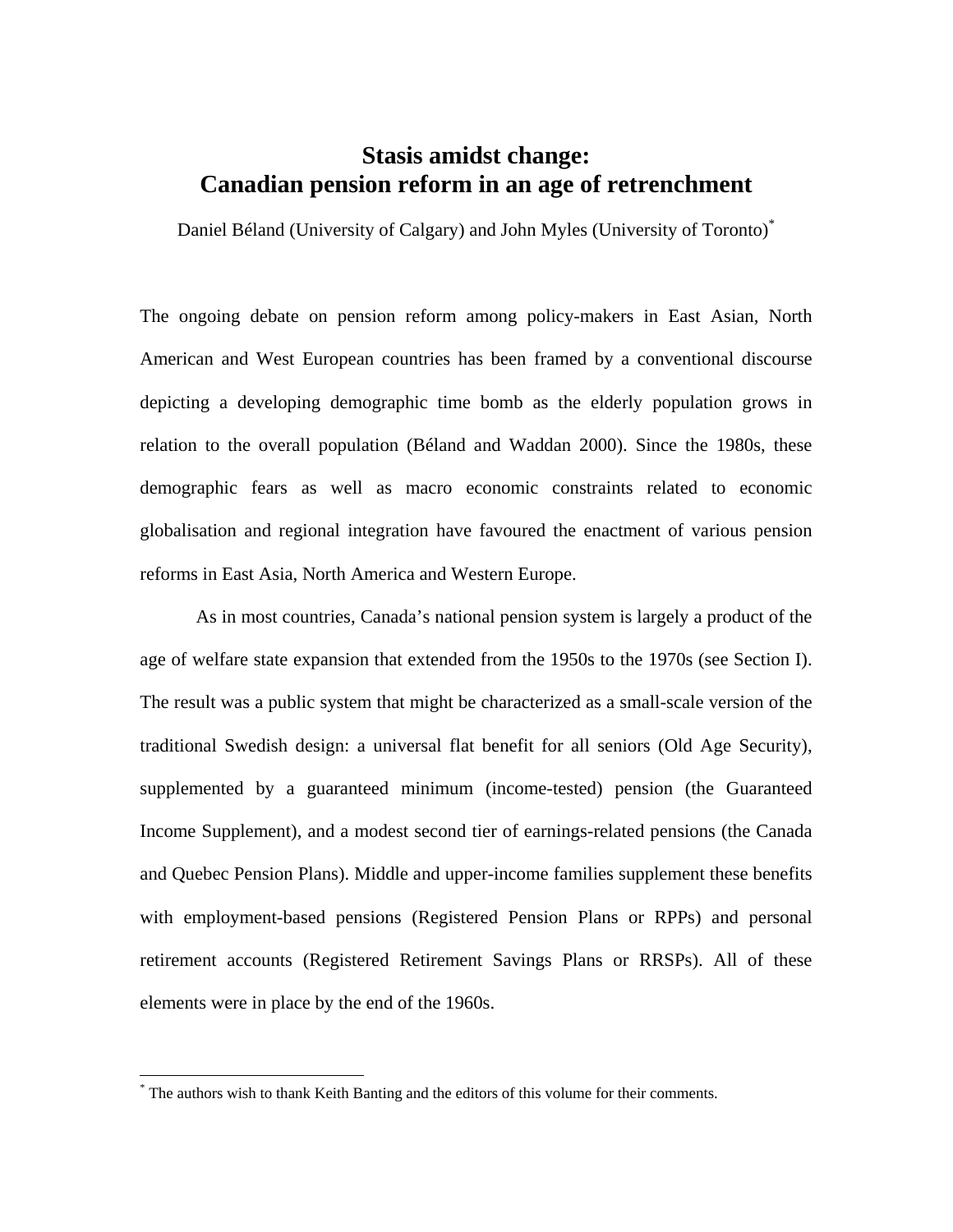# Stasis amidst change: Canadian pension reform in an age of retrenchment

Daniel Béland (University of Calgary) and John Myles (University of Toronto)[*]

The ongoing debate on pension reform among policy-makers in East Asian, North American and West European countries has been framed by a conventional discourse depicting a developing demographic time bomb as the elderly population grows in relation to the overall population (Béland and Waddan 2000). Since the 1980s, these demographic fears as well as macro economic constraints related to economic globalisation and regional integration have favoured the enactment of various pension reforms in East Asia, North America and Western Europe.

As in most countries, Canada's national pension system is largely a product of the age of welfare state expansion that extended from the 1950s to the 1970s (see Section I). The result was a public system that might be characterized as a small-scale version of the traditional Swedish design: a universal flat benefit for all seniors (Old Age Security), supplemented by a guaranteed minimum (income-tested) pension (the Guaranteed Income Supplement), and a modest second tier of earnings-related pensions (the Canada and Quebec Pension Plans). Middle and upper-income families supplement these benefits with employment-based pensions (Registered Pension Plans or RPPs) and personal retirement accounts (Registered Retirement Savings Plans or RRSPs). All of these elements were in place by the end of the 1960s.

---

[*] The authors wish to thank Keith Banting and the editors of this volume for their comments.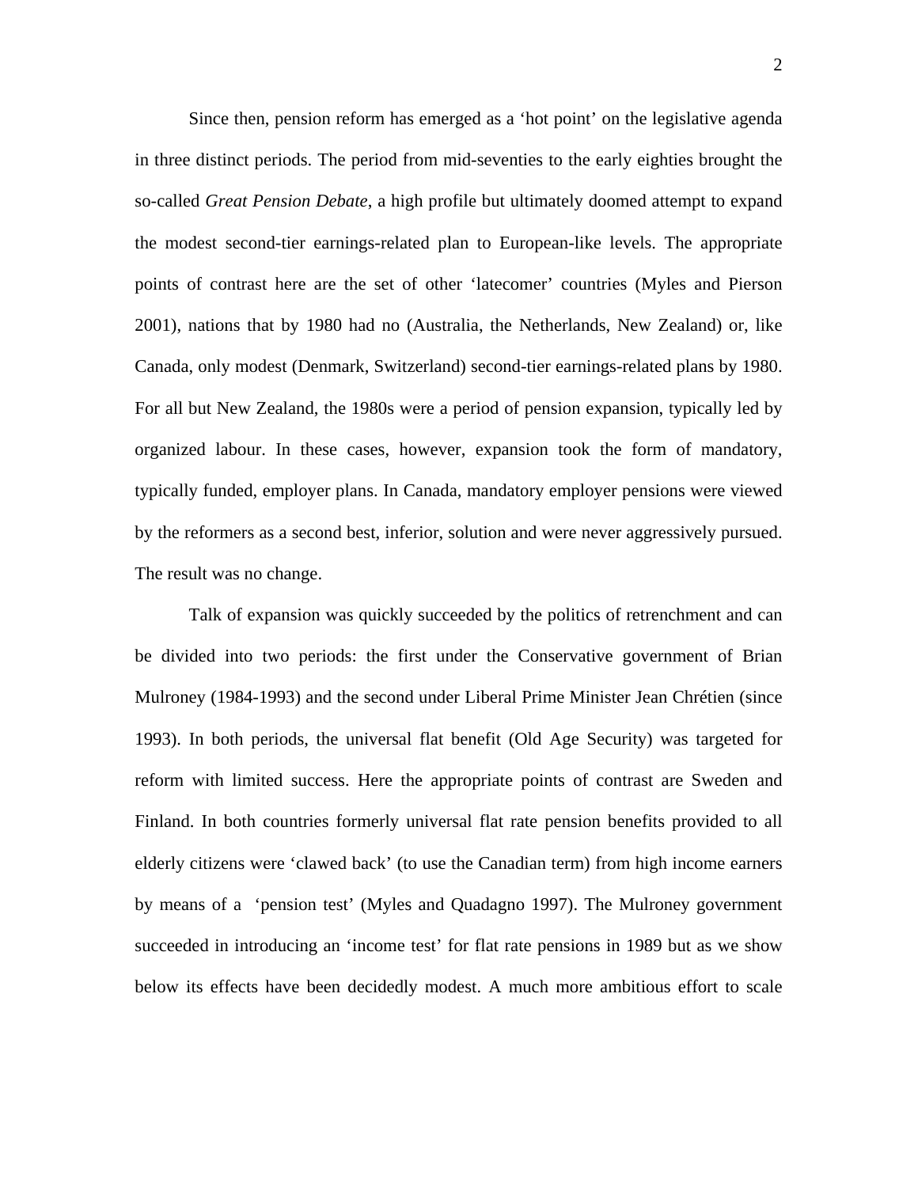Since then, pension reform has emerged as a 'hot point' on the legislative agenda in three distinct periods. The period from mid-seventies to the early eighties brought the so-called *Great Pension Debate*, a high profile but ultimately doomed attempt to expand the modest second-tier earnings-related plan to European-like levels. The appropriate points of contrast here are the set of other 'latecomer' countries (Myles and Pierson 2001), nations that by 1980 had no (Australia, the Netherlands, New Zealand) or, like Canada, only modest (Denmark, Switzerland) second-tier earnings-related plans by 1980. For all but New Zealand, the 1980s were a period of pension expansion, typically led by organized labour. In these cases, however, expansion took the form of mandatory, typically funded, employer plans. In Canada, mandatory employer pensions were viewed by the reformers as a second best, inferior, solution and were never aggressively pursued. The result was no change.

Talk of expansion was quickly succeeded by the politics of retrenchment and can be divided into two periods: the first under the Conservative government of Brian Mulroney (1984-1993) and the second under Liberal Prime Minister Jean Chrétien (since 1993). In both periods, the universal flat benefit (Old Age Security) was targeted for reform with limited success. Here the appropriate points of contrast are Sweden and Finland. In both countries formerly universal flat rate pension benefits provided to all elderly citizens were 'clawed back' (to use the Canadian term) from high income earners by means of a 'pension test' (Myles and Quadagno 1997). The Mulroney government succeeded in introducing an 'income test' for flat rate pensions in 1989 but as we show below its effects have been decidedly modest. A much more ambitious effort to scale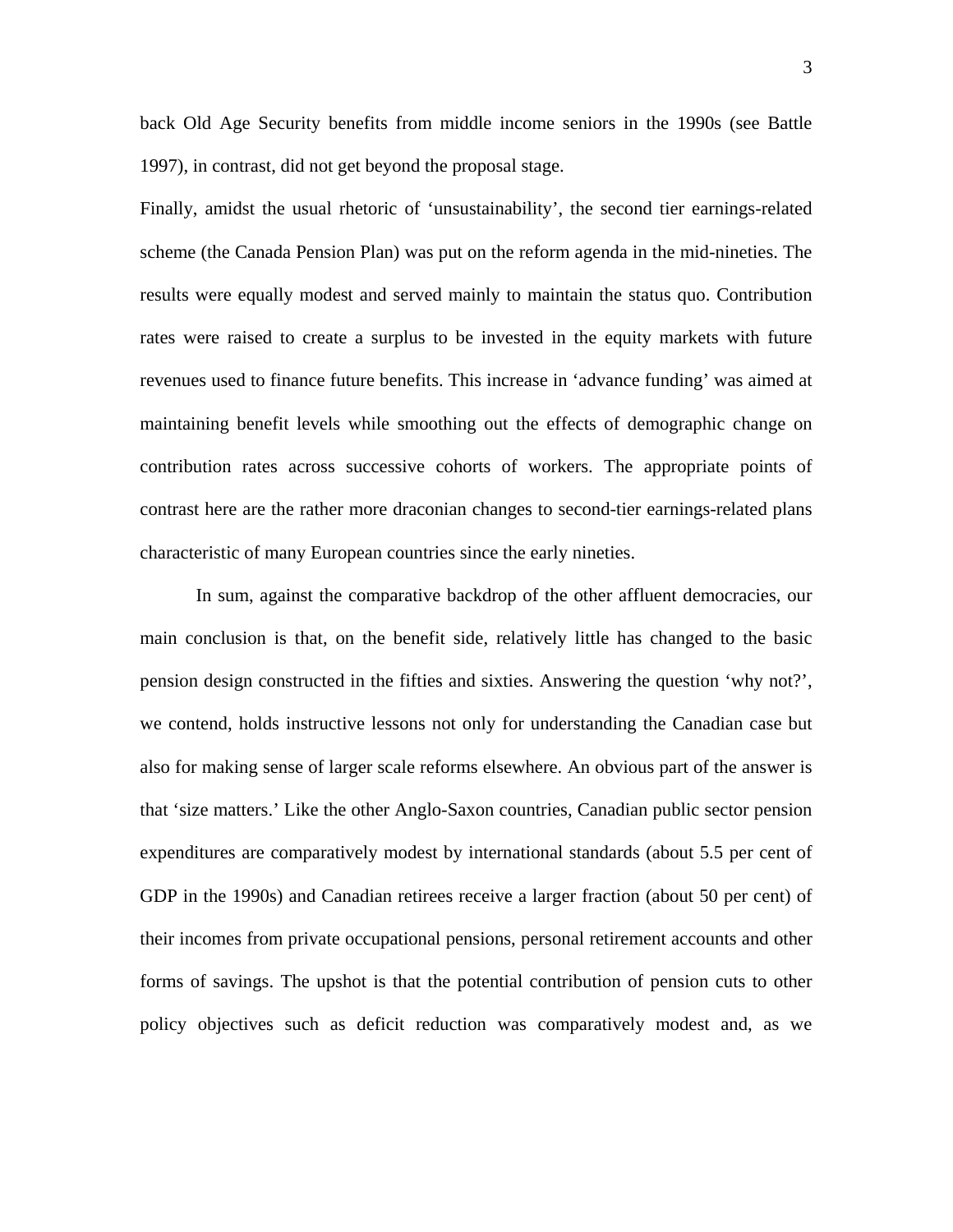back Old Age Security benefits from middle income seniors in the 1990s (see Battle 1997), in contrast, did not get beyond the proposal stage.

Finally, amidst the usual rhetoric of 'unsustainability', the second tier earnings-related scheme (the Canada Pension Plan) was put on the reform agenda in the mid-nineties. The results were equally modest and served mainly to maintain the status quo. Contribution rates were raised to create a surplus to be invested in the equity markets with future revenues used to finance future benefits. This increase in 'advance funding' was aimed at maintaining benefit levels while smoothing out the effects of demographic change on contribution rates across successive cohorts of workers. The appropriate points of contrast here are the rather more draconian changes to second-tier earnings-related plans characteristic of many European countries since the early nineties.

In sum, against the comparative backdrop of the other affluent democracies, our main conclusion is that, on the benefit side, relatively little has changed to the basic pension design constructed in the fifties and sixties. Answering the question 'why not?', we contend, holds instructive lessons not only for understanding the Canadian case but also for making sense of larger scale reforms elsewhere. An obvious part of the answer is that 'size matters.' Like the other Anglo-Saxon countries, Canadian public sector pension expenditures are comparatively modest by international standards (about 5.5 per cent of GDP in the 1990s) and Canadian retirees receive a larger fraction (about 50 per cent) of their incomes from private occupational pensions, personal retirement accounts and other forms of savings. The upshot is that the potential contribution of pension cuts to other policy objectives such as deficit reduction was comparatively modest and, as we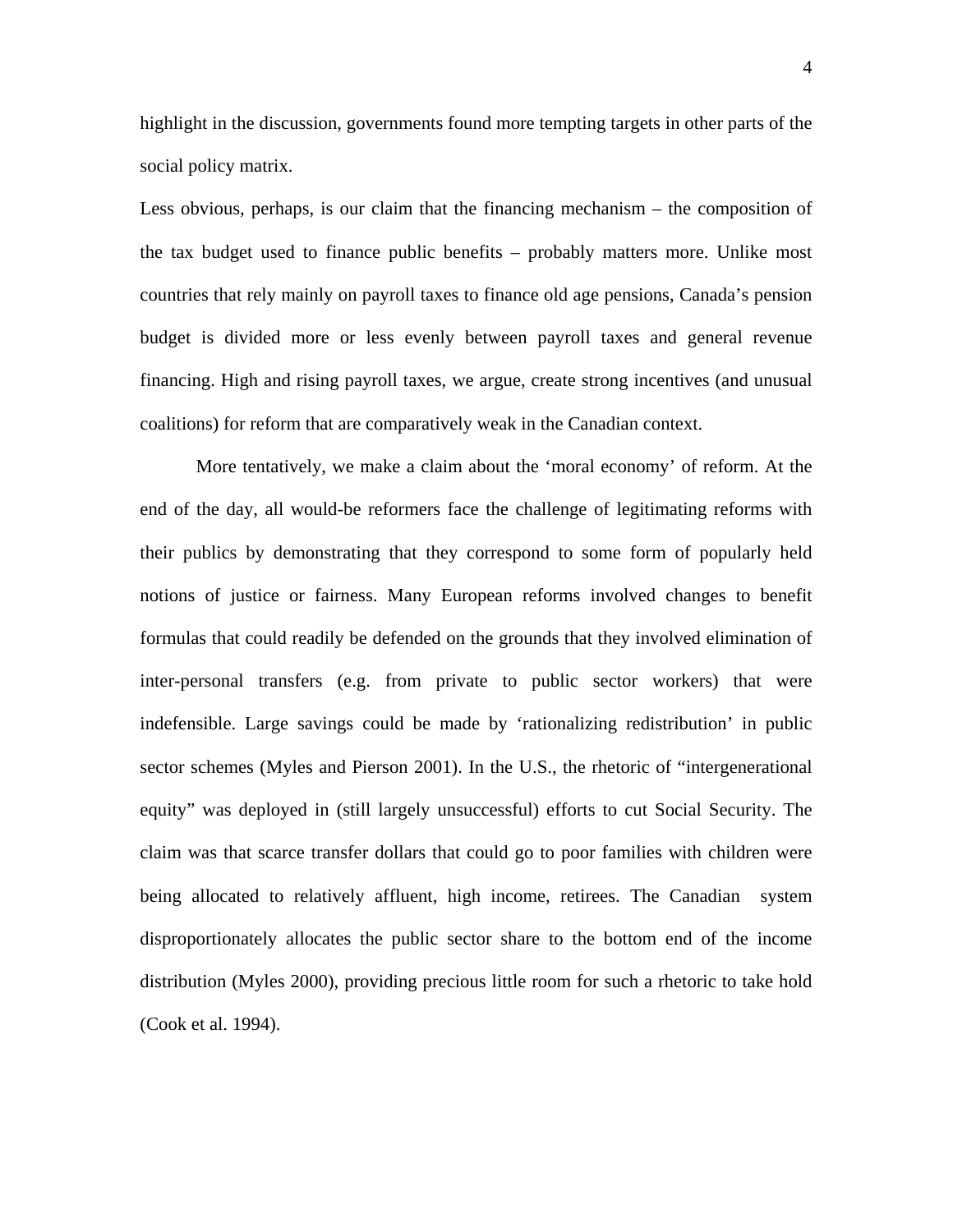highlight in the discussion, governments found more tempting targets in other parts of the social policy matrix.

Less obvious, perhaps, is our claim that the financing mechanism – the composition of the tax budget used to finance public benefits – probably matters more. Unlike most countries that rely mainly on payroll taxes to finance old age pensions, Canada's pension budget is divided more or less evenly between payroll taxes and general revenue financing. High and rising payroll taxes, we argue, create strong incentives (and unusual coalitions) for reform that are comparatively weak in the Canadian context.

More tentatively, we make a claim about the 'moral economy' of reform. At the end of the day, all would-be reformers face the challenge of legitimating reforms with their publics by demonstrating that they correspond to some form of popularly held notions of justice or fairness. Many European reforms involved changes to benefit formulas that could readily be defended on the grounds that they involved elimination of inter-personal transfers (e.g. from private to public sector workers) that were indefensible. Large savings could be made by 'rationalizing redistribution' in public sector schemes (Myles and Pierson 2001). In the U.S., the rhetoric of "intergenerational equity" was deployed in (still largely unsuccessful) efforts to cut Social Security. The claim was that scarce transfer dollars that could go to poor families with children were being allocated to relatively affluent, high income, retirees. The Canadian system disproportionately allocates the public sector share to the bottom end of the income distribution (Myles 2000), providing precious little room for such a rhetoric to take hold (Cook et al. 1994).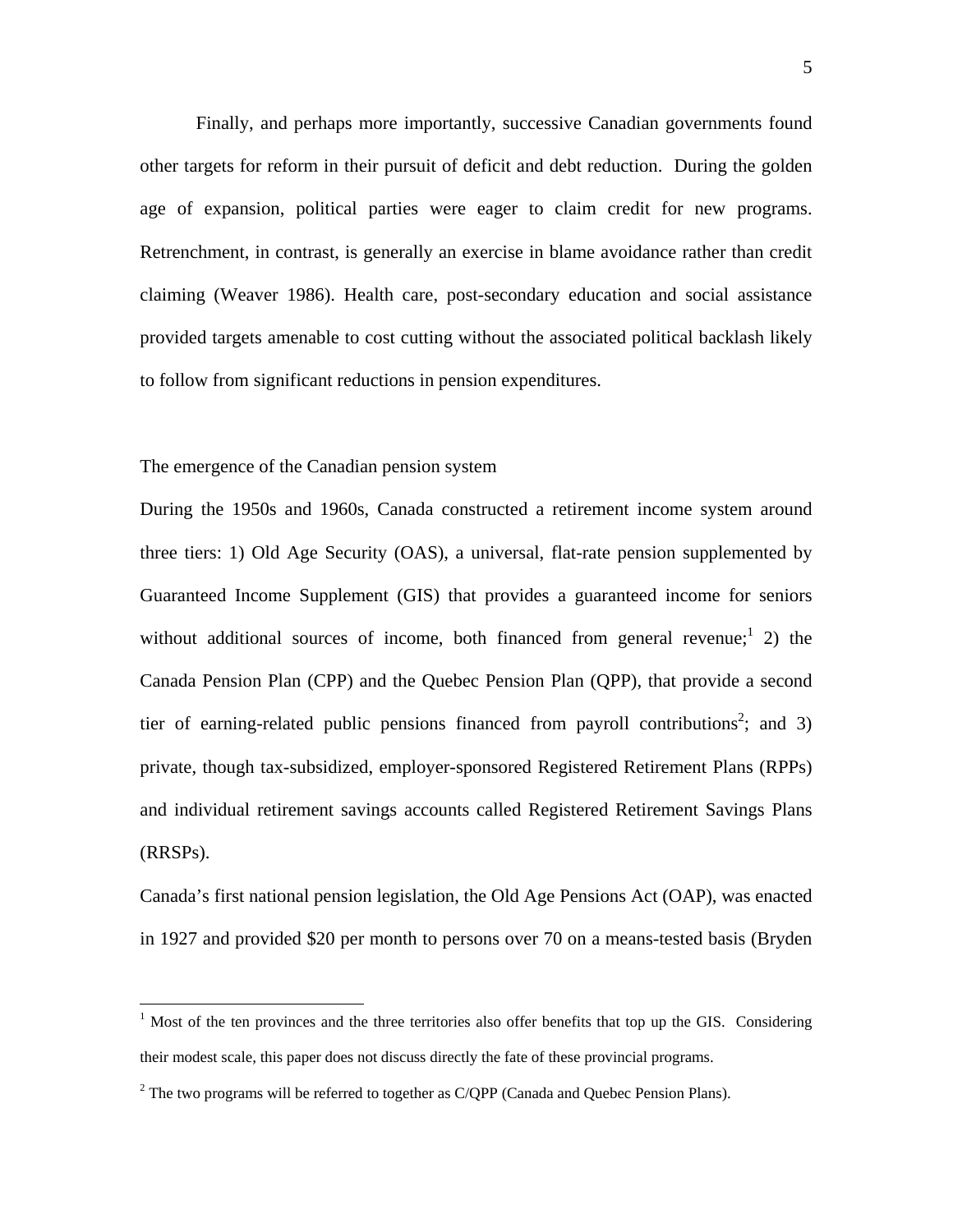Finally, and perhaps more importantly, successive Canadian governments found other targets for reform in their pursuit of deficit and debt reduction. During the golden age of expansion, political parties were eager to claim credit for new programs. Retrenchment, in contrast, is generally an exercise in blame avoidance rather than credit claiming (Weaver 1986). Health care, post-secondary education and social assistance provided targets amenable to cost cutting without the associated political backlash likely to follow from significant reductions in pension expenditures.

## The emergence of the Canadian pension system

During the 1950s and 1960s, Canada constructed a retirement income system around three tiers: 1) Old Age Security (OAS), a universal, flat-rate pension supplemented by Guaranteed Income Supplement (GIS) that provides a guaranteed income for seniors without additional sources of income, both financed from general revenue;[1] 2) the Canada Pension Plan (CPP) and the Quebec Pension Plan (QPP), that provide a second tier of earning-related public pensions financed from payroll contributions[2]; and 3) private, though tax-subsidized, employer-sponsored Registered Retirement Plans (RPPs) and individual retirement savings accounts called Registered Retirement Savings Plans (RRSPs).

Canada's first national pension legislation, the Old Age Pensions Act (OAP), was enacted in 1927 and provided $20 per month to persons over 70 on a means-tested basis (Bryden

---

[1] Most of the ten provinces and the three territories also offer benefits that top up the GIS. Considering their modest scale, this paper does not discuss directly the fate of these provincial programs.

[2] The two programs will be referred to together as C/QPP (Canada and Quebec Pension Plans).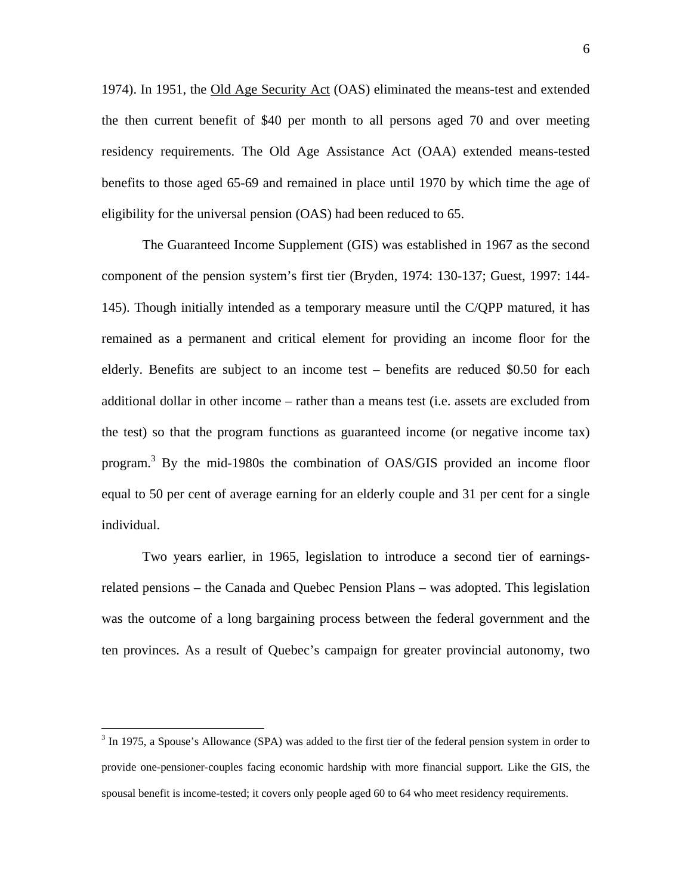1974). In 1951, the Old Age Security Act (OAS) eliminated the means-test and extended the then current benefit of $40 per month to all persons aged 70 and over meeting residency requirements. The Old Age Assistance Act (OAA) extended means-tested benefits to those aged 65-69 and remained in place until 1970 by which time the age of eligibility for the universal pension (OAS) had been reduced to 65.

The Guaranteed Income Supplement (GIS) was established in 1967 as the second component of the pension system's first tier (Bryden, 1974: 130-137; Guest, 1997: 144-145). Though initially intended as a temporary measure until the C/QPP matured, it has remained as a permanent and critical element for providing an income floor for the elderly. Benefits are subject to an income test – benefits are reduced $0.50 for each additional dollar in other income – rather than a means test (i.e. assets are excluded from the test) so that the program functions as guaranteed income (or negative income tax) program.[3] By the mid-1980s the combination of OAS/GIS provided an income floor equal to 50 per cent of average earning for an elderly couple and 31 per cent for a single individual.

Two years earlier, in 1965, legislation to introduce a second tier of earnings-related pensions – the Canada and Quebec Pension Plans – was adopted. This legislation was the outcome of a long bargaining process between the federal government and the ten provinces. As a result of Quebec's campaign for greater provincial autonomy, two

[3] In 1975, a Spouse's Allowance (SPA) was added to the first tier of the federal pension system in order to provide one-pensioner-couples facing economic hardship with more financial support. Like the GIS, the spousal benefit is income-tested; it covers only people aged 60 to 64 who meet residency requirements.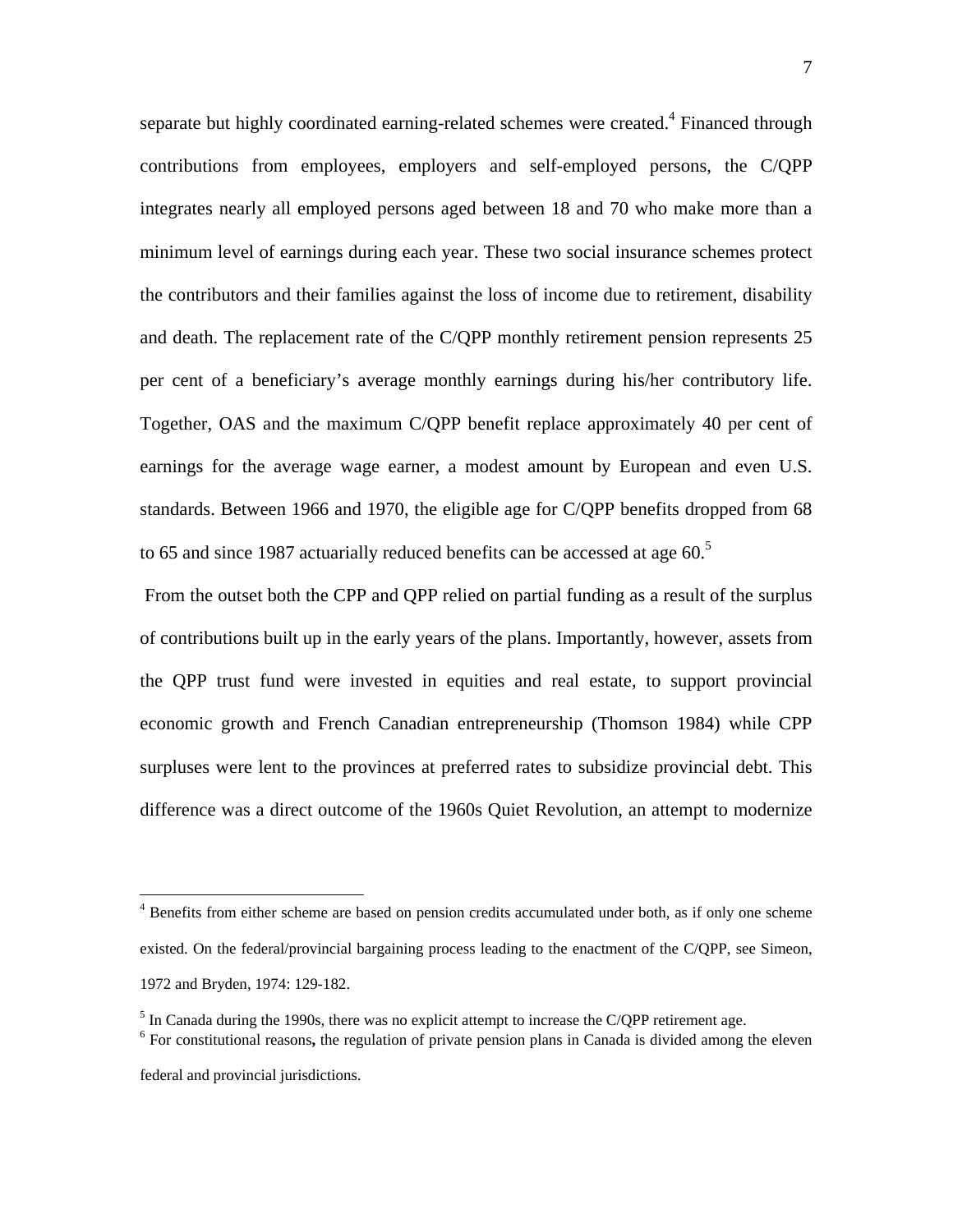separate but highly coordinated earning-related schemes were created.[4] Financed through contributions from employees, employers and self-employed persons, the C/QPP integrates nearly all employed persons aged between 18 and 70 who make more than a minimum level of earnings during each year. These two social insurance schemes protect the contributors and their families against the loss of income due to retirement, disability and death. The replacement rate of the C/QPP monthly retirement pension represents 25 per cent of a beneficiary's average monthly earnings during his/her contributory life. Together, OAS and the maximum C/QPP benefit replace approximately 40 per cent of earnings for the average wage earner, a modest amount by European and even U.S. standards. Between 1966 and 1970, the eligible age for C/QPP benefits dropped from 68 to 65 and since 1987 actuarially reduced benefits can be accessed at age 60.[5]

From the outset both the CPP and QPP relied on partial funding as a result of the surplus of contributions built up in the early years of the plans. Importantly, however, assets from the QPP trust fund were invested in equities and real estate, to support provincial economic growth and French Canadian entrepreneurship (Thomson 1984) while CPP surpluses were lent to the provinces at preferred rates to subsidize provincial debt. This difference was a direct outcome of the 1960s Quiet Revolution, an attempt to modernize

---

[4] Benefits from either scheme are based on pension credits accumulated under both, as if only one scheme existed. On the federal/provincial bargaining process leading to the enactment of the C/QPP, see Simeon, 1972 and Bryden, 1974: 129-182.

[5] In Canada during the 1990s, there was no explicit attempt to increase the C/QPP retirement age.

[6] For constitutional reasons**,** the regulation of private pension plans in Canada is divided among the eleven federal and provincial jurisdictions.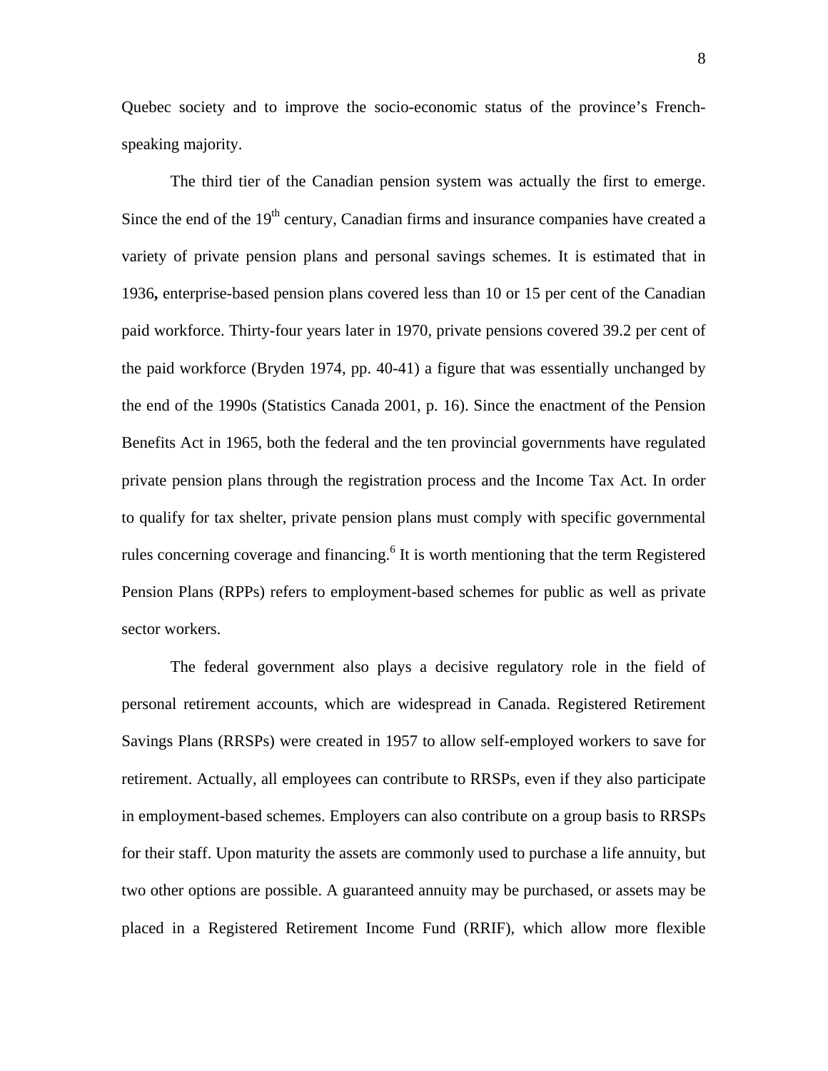Quebec society and to improve the socio-economic status of the province's French-speaking majority.

The third tier of the Canadian pension system was actually the first to emerge. Since the end of the 19th century, Canadian firms and insurance companies have created a variety of private pension plans and personal savings schemes. It is estimated that in 1936**,** enterprise-based pension plans covered less than 10 or 15 per cent of the Canadian paid workforce. Thirty-four years later in 1970, private pensions covered 39.2 per cent of the paid workforce (Bryden 1974, pp. 40-41) a figure that was essentially unchanged by the end of the 1990s (Statistics Canada 2001, p. 16). Since the enactment of the Pension Benefits Act in 1965, both the federal and the ten provincial governments have regulated private pension plans through the registration process and the Income Tax Act. In order to qualify for tax shelter, private pension plans must comply with specific governmental rules concerning coverage and financing.[6] It is worth mentioning that the term Registered Pension Plans (RPPs) refers to employment-based schemes for public as well as private sector workers.

The federal government also plays a decisive regulatory role in the field of personal retirement accounts, which are widespread in Canada. Registered Retirement Savings Plans (RRSPs) were created in 1957 to allow self-employed workers to save for retirement. Actually, all employees can contribute to RRSPs, even if they also participate in employment-based schemes. Employers can also contribute on a group basis to RRSPs for their staff. Upon maturity the assets are commonly used to purchase a life annuity, but two other options are possible. A guaranteed annuity may be purchased, or assets may be placed in a Registered Retirement Income Fund (RRIF), which allow more flexible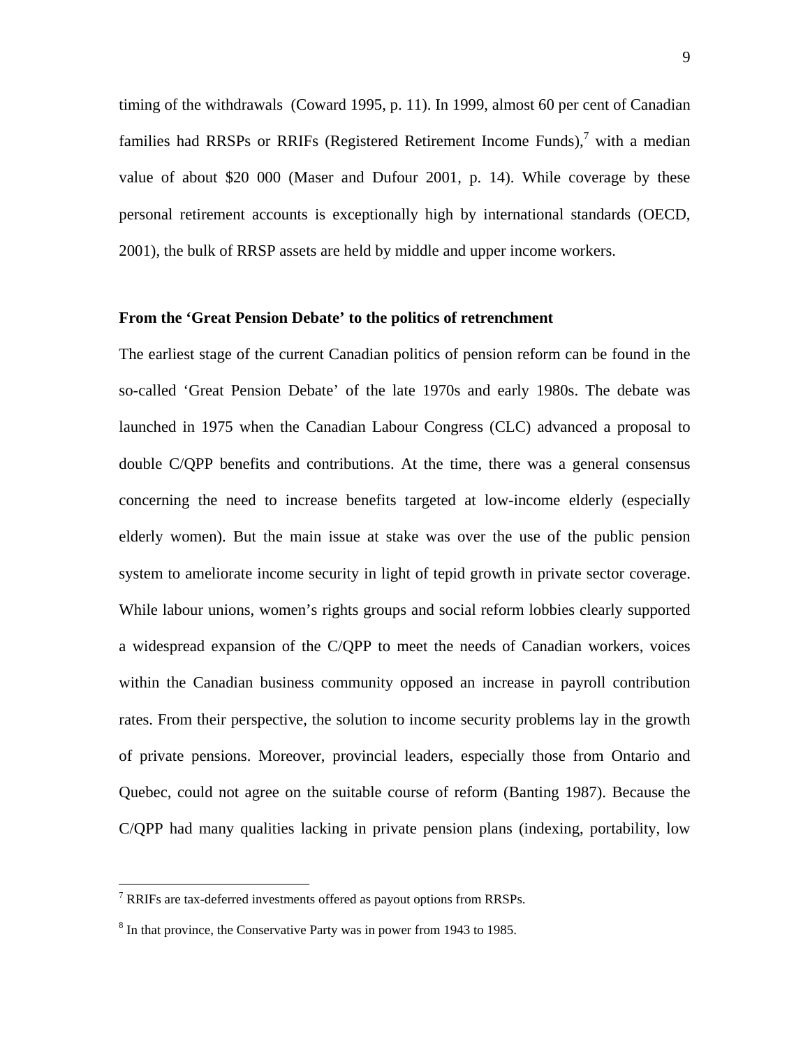timing of the withdrawals (Coward 1995, p. 11). In 1999, almost 60 per cent of Canadian families had RRSPs or RRIFs (Registered Retirement Income Funds),[7] with a median value of about $20 000 (Maser and Dufour 2001, p. 14). While coverage by these personal retirement accounts is exceptionally high by international standards (OECD, 2001), the bulk of RRSP assets are held by middle and upper income workers.

**From the 'Great Pension Debate' to the politics of retrenchment**

The earliest stage of the current Canadian politics of pension reform can be found in the so-called 'Great Pension Debate' of the late 1970s and early 1980s. The debate was launched in 1975 when the Canadian Labour Congress (CLC) advanced a proposal to double C/QPP benefits and contributions. At the time, there was a general consensus concerning the need to increase benefits targeted at low-income elderly (especially elderly women). But the main issue at stake was over the use of the public pension system to ameliorate income security in light of tepid growth in private sector coverage. While labour unions, women's rights groups and social reform lobbies clearly supported a widespread expansion of the C/QPP to meet the needs of Canadian workers, voices within the Canadian business community opposed an increase in payroll contribution rates. From their perspective, the solution to income security problems lay in the growth of private pensions. Moreover, provincial leaders, especially those from Ontario and Quebec, could not agree on the suitable course of reform (Banting 1987). Because the C/QPP had many qualities lacking in private pension plans (indexing, portability, low

[7] RRIFs are tax-deferred investments offered as payout options from RRSPs.

[8] In that province, the Conservative Party was in power from 1943 to 1985.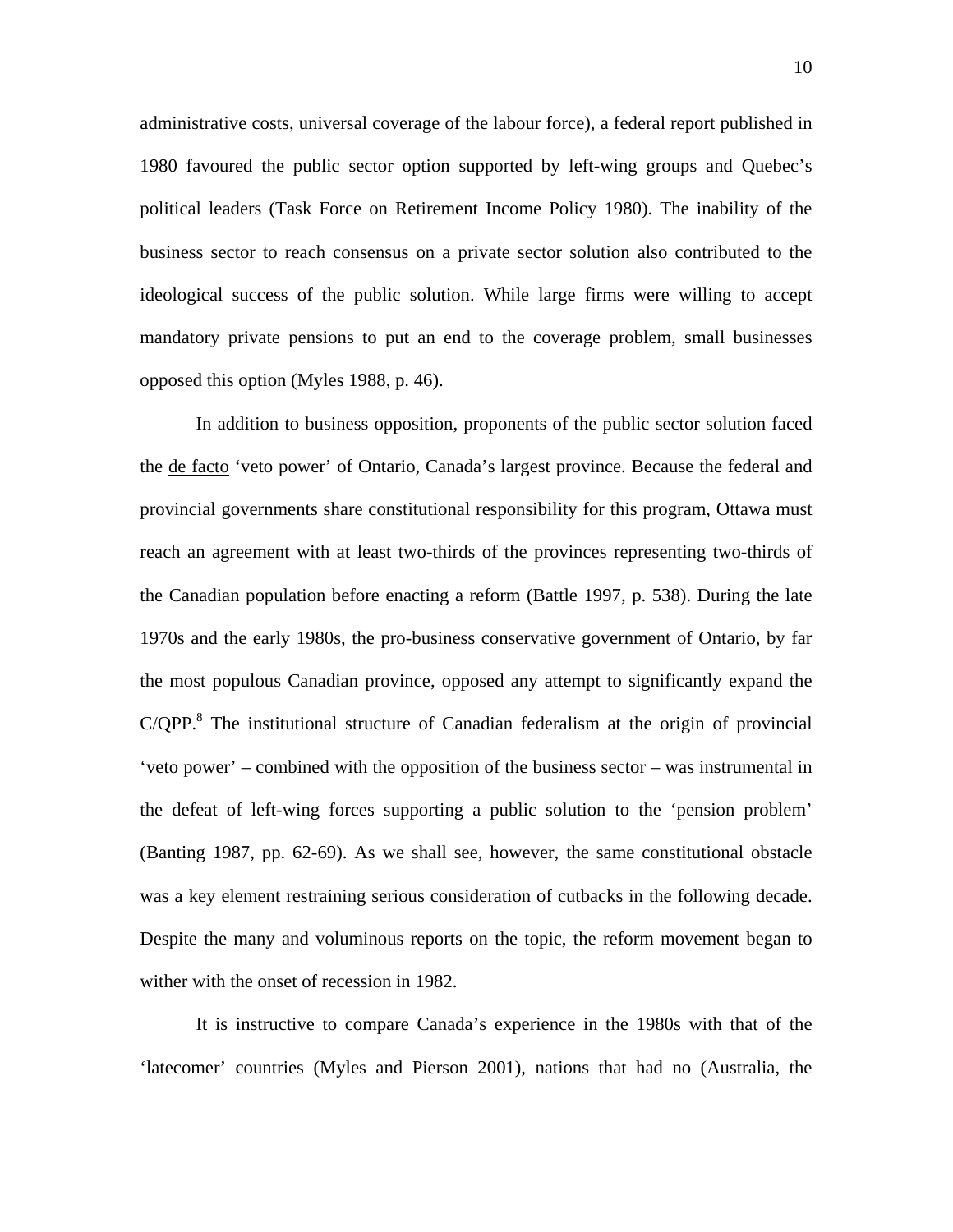administrative costs, universal coverage of the labour force), a federal report published in 1980 favoured the public sector option supported by left-wing groups and Quebec's political leaders (Task Force on Retirement Income Policy 1980). The inability of the business sector to reach consensus on a private sector solution also contributed to the ideological success of the public solution. While large firms were willing to accept mandatory private pensions to put an end to the coverage problem, small businesses opposed this option (Myles 1988, p. 46).

In addition to business opposition, proponents of the public sector solution faced the de facto 'veto power' of Ontario, Canada's largest province. Because the federal and provincial governments share constitutional responsibility for this program, Ottawa must reach an agreement with at least two-thirds of the provinces representing two-thirds of the Canadian population before enacting a reform (Battle 1997, p. 538). During the late 1970s and the early 1980s, the pro-business conservative government of Ontario, by far the most populous Canadian province, opposed any attempt to significantly expand the C/QPP.[8] The institutional structure of Canadian federalism at the origin of provincial 'veto power' – combined with the opposition of the business sector – was instrumental in the defeat of left-wing forces supporting a public solution to the 'pension problem' (Banting 1987, pp. 62-69). As we shall see, however, the same constitutional obstacle was a key element restraining serious consideration of cutbacks in the following decade. Despite the many and voluminous reports on the topic, the reform movement began to wither with the onset of recession in 1982.

It is instructive to compare Canada's experience in the 1980s with that of the 'latecomer' countries (Myles and Pierson 2001), nations that had no (Australia, the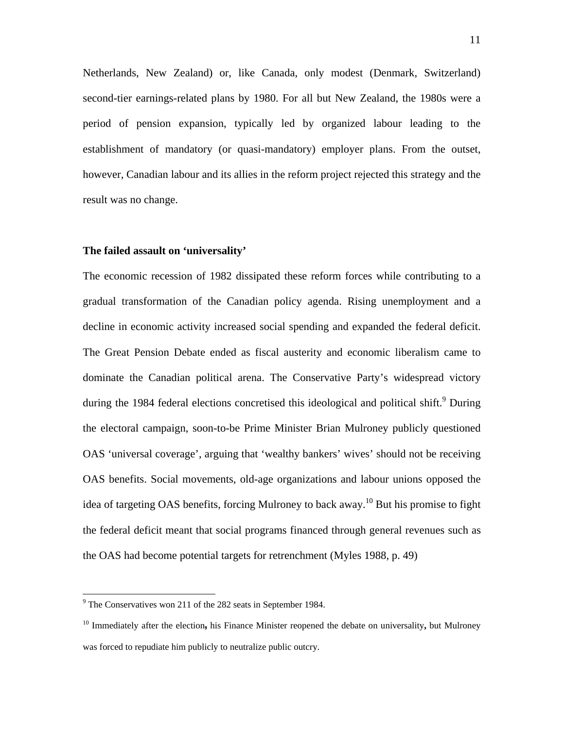Netherlands, New Zealand) or, like Canada, only modest (Denmark, Switzerland) second-tier earnings-related plans by 1980. For all but New Zealand, the 1980s were a period of pension expansion, typically led by organized labour leading to the establishment of mandatory (or quasi-mandatory) employer plans. From the outset, however, Canadian labour and its allies in the reform project rejected this strategy and the result was no change.

**The failed assault on 'universality'**

The economic recession of 1982 dissipated these reform forces while contributing to a gradual transformation of the Canadian policy agenda. Rising unemployment and a decline in economic activity increased social spending and expanded the federal deficit. The Great Pension Debate ended as fiscal austerity and economic liberalism came to dominate the Canadian political arena. The Conservative Party's widespread victory during the 1984 federal elections concretised this ideological and political shift.[9] During the electoral campaign, soon-to-be Prime Minister Brian Mulroney publicly questioned OAS 'universal coverage', arguing that 'wealthy bankers' wives' should not be receiving OAS benefits. Social movements, old-age organizations and labour unions opposed the idea of targeting OAS benefits, forcing Mulroney to back away.[10] But his promise to fight the federal deficit meant that social programs financed through general revenues such as the OAS had become potential targets for retrenchment (Myles 1988, p. 49)

---

[9] The Conservatives won 211 of the 282 seats in September 1984.

[10] Immediately after the election, his Finance Minister reopened the debate on universality, but Mulroney was forced to repudiate him publicly to neutralize public outcry.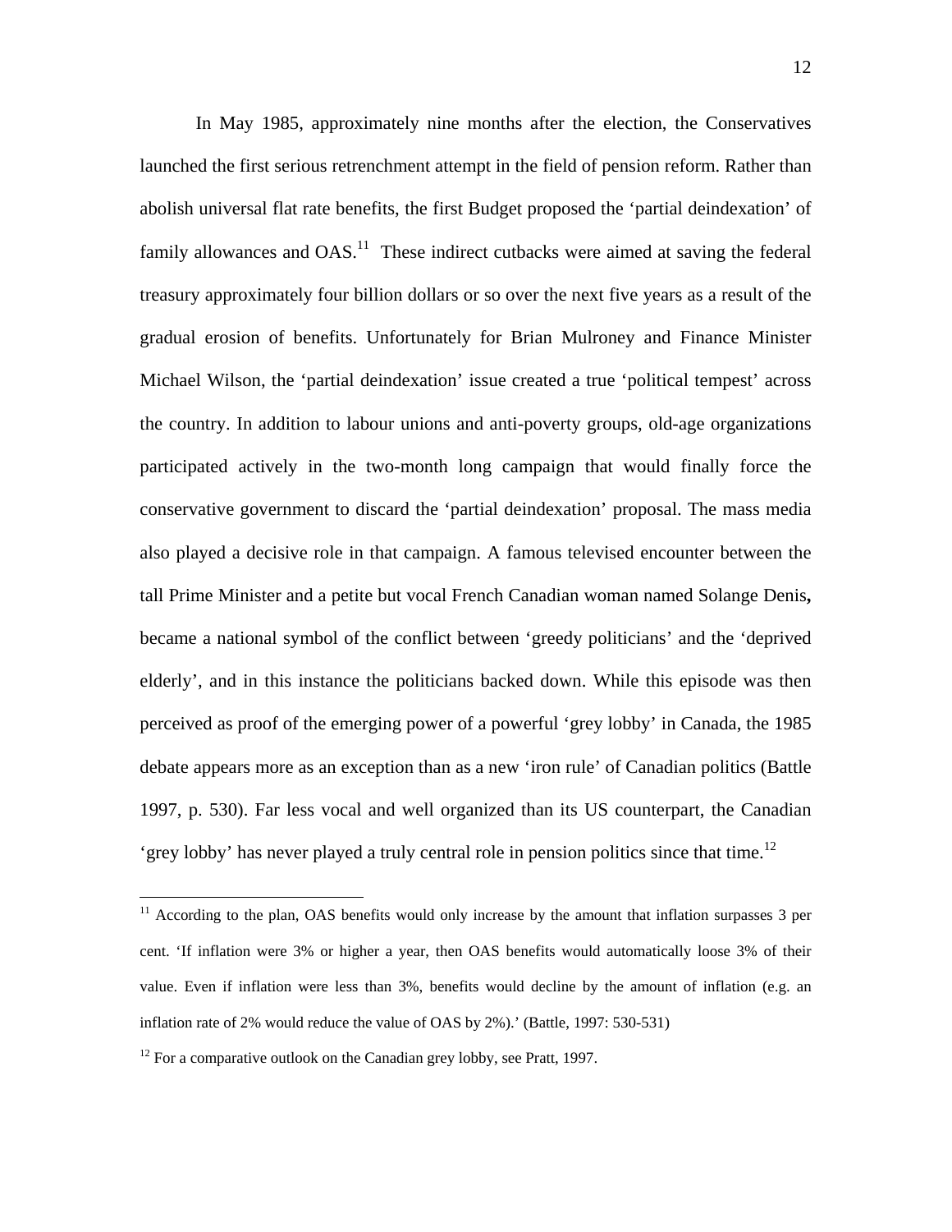In May 1985, approximately nine months after the election, the Conservatives launched the first serious retrenchment attempt in the field of pension reform. Rather than abolish universal flat rate benefits, the first Budget proposed the 'partial deindexation' of family allowances and OAS.[11] These indirect cutbacks were aimed at saving the federal treasury approximately four billion dollars or so over the next five years as a result of the gradual erosion of benefits. Unfortunately for Brian Mulroney and Finance Minister Michael Wilson, the 'partial deindexation' issue created a true 'political tempest' across the country. In addition to labour unions and anti-poverty groups, old-age organizations participated actively in the two-month long campaign that would finally force the conservative government to discard the 'partial deindexation' proposal. The mass media also played a decisive role in that campaign. A famous televised encounter between the tall Prime Minister and a petite but vocal French Canadian woman named Solange Denis**,** became a national symbol of the conflict between 'greedy politicians' and the 'deprived elderly', and in this instance the politicians backed down. While this episode was then perceived as proof of the emerging power of a powerful 'grey lobby' in Canada, the 1985 debate appears more as an exception than as a new 'iron rule' of Canadian politics (Battle 1997, p. 530). Far less vocal and well organized than its US counterpart, the Canadian 'grey lobby' has never played a truly central role in pension politics since that time.[12]

---

[11] According to the plan, OAS benefits would only increase by the amount that inflation surpasses 3 per cent. 'If inflation were 3% or higher a year, then OAS benefits would automatically loose 3% of their value. Even if inflation were less than 3%, benefits would decline by the amount of inflation (e.g. an inflation rate of 2% would reduce the value of OAS by 2%).' (Battle, 1997: 530-531)

[12] For a comparative outlook on the Canadian grey lobby, see Pratt, 1997.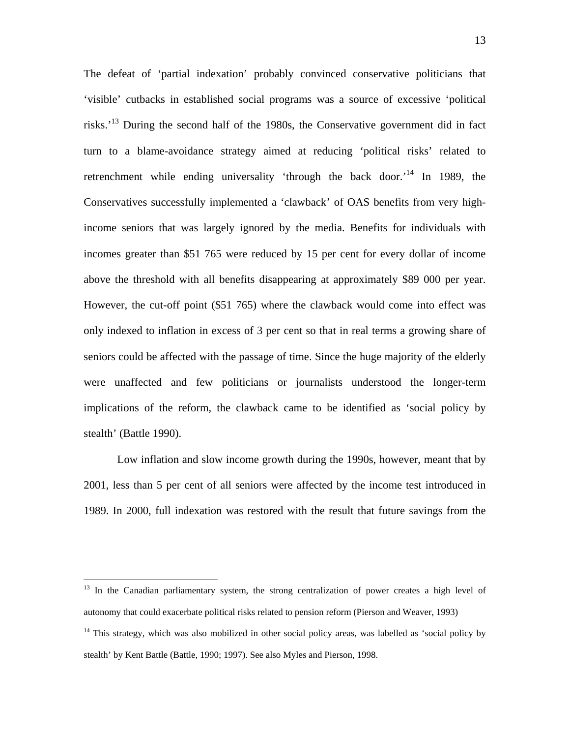The defeat of 'partial indexation' probably convinced conservative politicians that 'visible' cutbacks in established social programs was a source of excessive 'political risks.'[13] During the second half of the 1980s, the Conservative government did in fact turn to a blame-avoidance strategy aimed at reducing 'political risks' related to retrenchment while ending universality 'through the back door.'[14] In 1989, the Conservatives successfully implemented a 'clawback' of OAS benefits from very high-income seniors that was largely ignored by the media. Benefits for individuals with incomes greater than $51 765 were reduced by 15 per cent for every dollar of income above the threshold with all benefits disappearing at approximately $89 000 per year. However, the cut-off point ($51 765) where the clawback would come into effect was only indexed to inflation in excess of 3 per cent so that in real terms a growing share of seniors could be affected with the passage of time. Since the huge majority of the elderly were unaffected and few politicians or journalists understood the longer-term implications of the reform, the clawback came to be identified as 'social policy by stealth' (Battle 1990).

Low inflation and slow income growth during the 1990s, however, meant that by 2001, less than 5 per cent of all seniors were affected by the income test introduced in 1989. In 2000, full indexation was restored with the result that future savings from the

---

[13] In the Canadian parliamentary system, the strong centralization of power creates a high level of autonomy that could exacerbate political risks related to pension reform (Pierson and Weaver, 1993)

[14] This strategy, which was also mobilized in other social policy areas, was labelled as 'social policy by stealth' by Kent Battle (Battle, 1990; 1997). See also Myles and Pierson, 1998.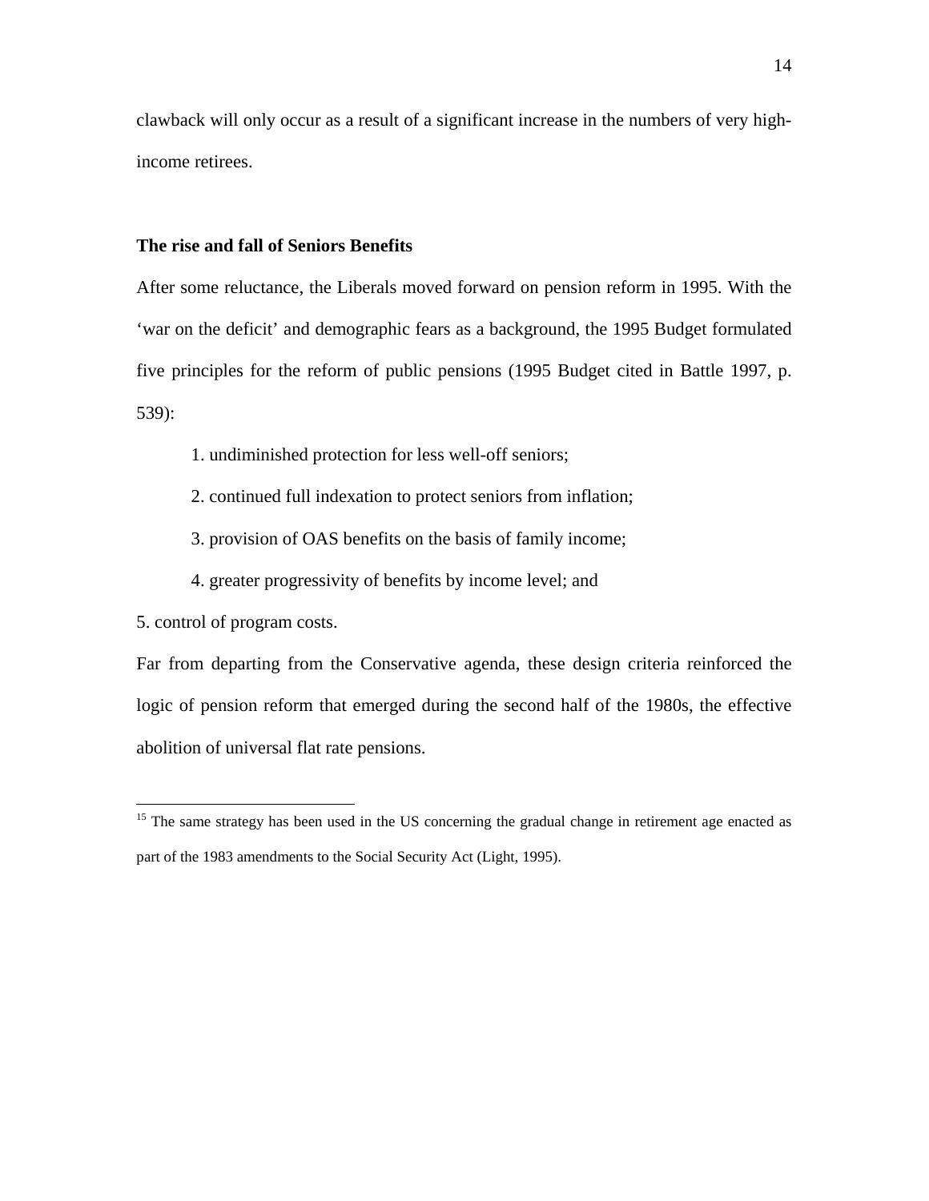clawback will only occur as a result of a significant increase in the numbers of very high-income retirees.

## The rise and fall of Seniors Benefits

After some reluctance, the Liberals moved forward on pension reform in 1995. With the 'war on the deficit' and demographic fears as a background, the 1995 Budget formulated five principles for the reform of public pensions (1995 Budget cited in Battle 1997, p. 539):

1. undiminished protection for less well-off seniors;
2. continued full indexation to protect seniors from inflation;
3. provision of OAS benefits on the basis of family income;
4. greater progressivity of benefits by income level; and
5. control of program costs.

Far from departing from the Conservative agenda, these design criteria reinforced the logic of pension reform that emerged during the second half of the 1980s, the effective abolition of universal flat rate pensions.

---

[15] The same strategy has been used in the US concerning the gradual change in retirement age enacted as part of the 1983 amendments to the Social Security Act (Light, 1995).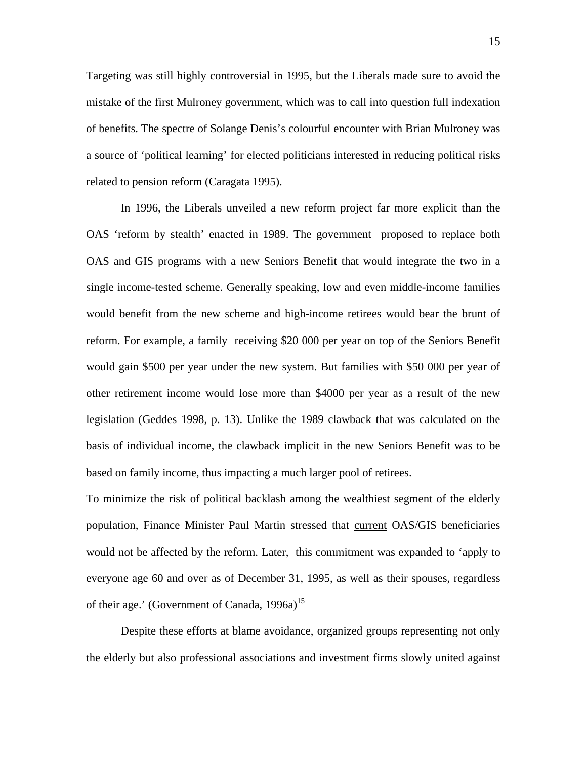Targeting was still highly controversial in 1995, but the Liberals made sure to avoid the mistake of the first Mulroney government, which was to call into question full indexation of benefits. The spectre of Solange Denis's colourful encounter with Brian Mulroney was a source of 'political learning' for elected politicians interested in reducing political risks related to pension reform (Caragata 1995).

In 1996, the Liberals unveiled a new reform project far more explicit than the OAS 'reform by stealth' enacted in 1989. The government proposed to replace both OAS and GIS programs with a new Seniors Benefit that would integrate the two in a single income-tested scheme. Generally speaking, low and even middle-income families would benefit from the new scheme and high-income retirees would bear the brunt of reform. For example, a family receiving $20 000 per year on top of the Seniors Benefit would gain $500 per year under the new system. But families with $50 000 per year of other retirement income would lose more than $4000 per year as a result of the new legislation (Geddes 1998, p. 13). Unlike the 1989 clawback that was calculated on the basis of individual income, the clawback implicit in the new Seniors Benefit was to be based on family income, thus impacting a much larger pool of retirees.

To minimize the risk of political backlash among the wealthiest segment of the elderly population, Finance Minister Paul Martin stressed that <u>current</u> OAS/GIS beneficiaries would not be affected by the reform. Later, this commitment was expanded to 'apply to everyone age 60 and over as of December 31, 1995, as well as their spouses, regardless of their age.' (Government of Canada, 1996a)[15]

Despite these efforts at blame avoidance, organized groups representing not only the elderly but also professional associations and investment firms slowly united against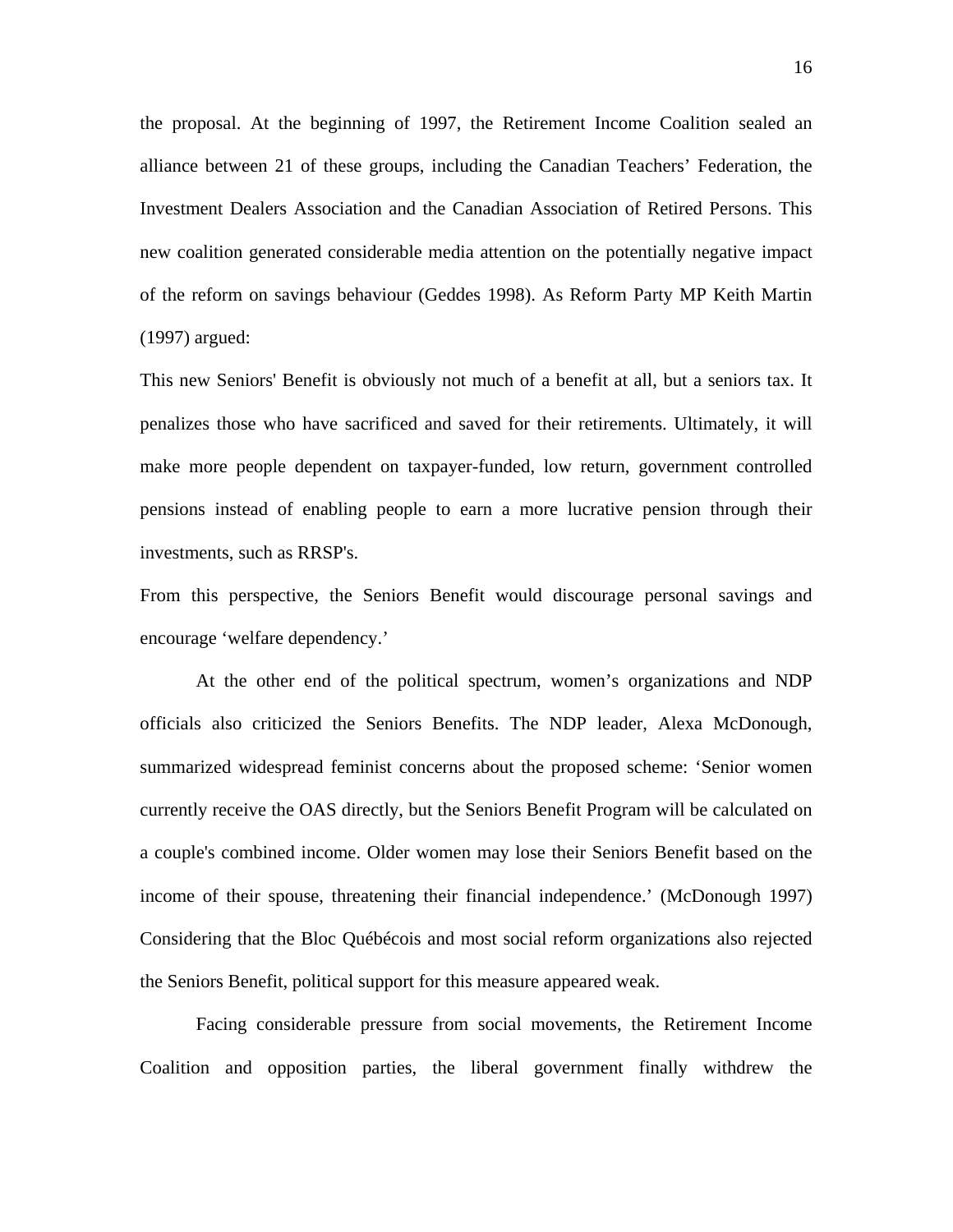the proposal. At the beginning of 1997, the Retirement Income Coalition sealed an alliance between 21 of these groups, including the Canadian Teachers' Federation, the Investment Dealers Association and the Canadian Association of Retired Persons. This new coalition generated considerable media attention on the potentially negative impact of the reform on savings behaviour (Geddes 1998). As Reform Party MP Keith Martin (1997) argued:

This new Seniors' Benefit is obviously not much of a benefit at all, but a seniors tax. It penalizes those who have sacrificed and saved for their retirements. Ultimately, it will make more people dependent on taxpayer-funded, low return, government controlled pensions instead of enabling people to earn a more lucrative pension through their investments, such as RRSP's.

From this perspective, the Seniors Benefit would discourage personal savings and encourage 'welfare dependency.'

At the other end of the political spectrum, women's organizations and NDP officials also criticized the Seniors Benefits. The NDP leader, Alexa McDonough, summarized widespread feminist concerns about the proposed scheme: 'Senior women currently receive the OAS directly, but the Seniors Benefit Program will be calculated on a couple's combined income. Older women may lose their Seniors Benefit based on the income of their spouse, threatening their financial independence.' (McDonough 1997) Considering that the Bloc Québécois and most social reform organizations also rejected the Seniors Benefit, political support for this measure appeared weak.

Facing considerable pressure from social movements, the Retirement Income Coalition and opposition parties, the liberal government finally withdrew the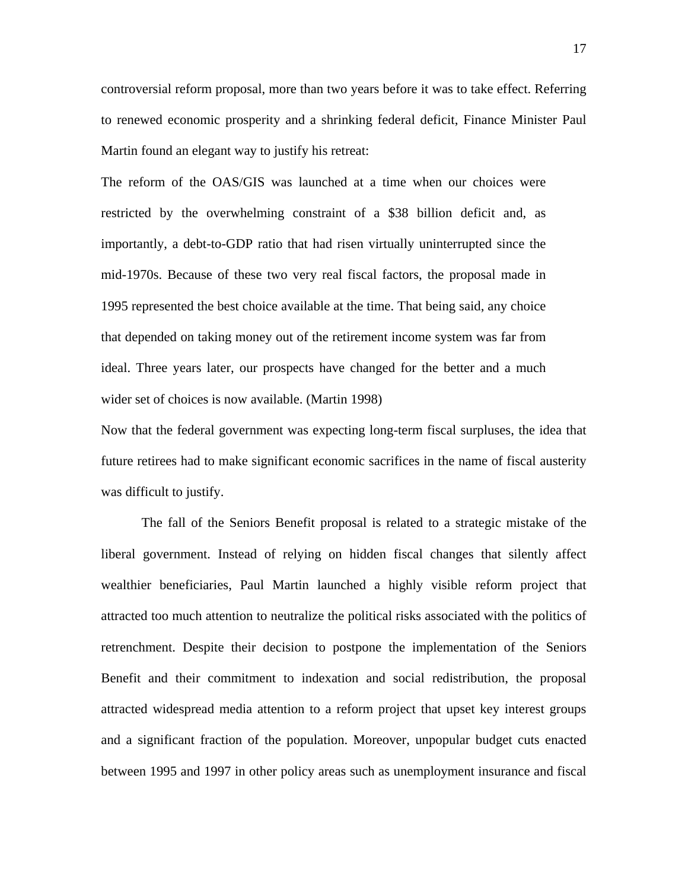controversial reform proposal, more than two years before it was to take effect. Referring to renewed economic prosperity and a shrinking federal deficit, Finance Minister Paul Martin found an elegant way to justify his retreat:

> The reform of the OAS/GIS was launched at a time when our choices were restricted by the overwhelming constraint of a $38 billion deficit and, as importantly, a debt-to-GDP ratio that had risen virtually uninterrupted since the mid-1970s. Because of these two very real fiscal factors, the proposal made in 1995 represented the best choice available at the time. That being said, any choice that depended on taking money out of the retirement income system was far from ideal. Three years later, our prospects have changed for the better and a much wider set of choices is now available. (Martin 1998)

Now that the federal government was expecting long-term fiscal surpluses, the idea that future retirees had to make significant economic sacrifices in the name of fiscal austerity was difficult to justify.

The fall of the Seniors Benefit proposal is related to a strategic mistake of the liberal government. Instead of relying on hidden fiscal changes that silently affect wealthier beneficiaries, Paul Martin launched a highly visible reform project that attracted too much attention to neutralize the political risks associated with the politics of retrenchment. Despite their decision to postpone the implementation of the Seniors Benefit and their commitment to indexation and social redistribution, the proposal attracted widespread media attention to a reform project that upset key interest groups and a significant fraction of the population. Moreover, unpopular budget cuts enacted between 1995 and 1997 in other policy areas such as unemployment insurance and fiscal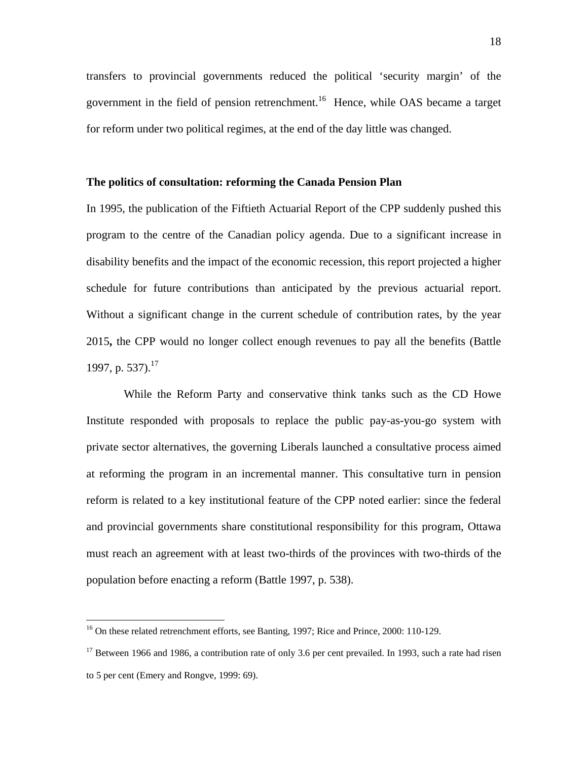transfers to provincial governments reduced the political 'security margin' of the government in the field of pension retrenchment.[16] Hence, while OAS became a target for reform under two political regimes, at the end of the day little was changed.

**The politics of consultation: reforming the Canada Pension Plan**

In 1995, the publication of the Fiftieth Actuarial Report of the CPP suddenly pushed this program to the centre of the Canadian policy agenda. Due to a significant increase in disability benefits and the impact of the economic recession, this report projected a higher schedule for future contributions than anticipated by the previous actuarial report. Without a significant change in the current schedule of contribution rates, by the year 2015**,** the CPP would no longer collect enough revenues to pay all the benefits (Battle 1997, p. 537).[17]

While the Reform Party and conservative think tanks such as the CD Howe Institute responded with proposals to replace the public pay-as-you-go system with private sector alternatives, the governing Liberals launched a consultative process aimed at reforming the program in an incremental manner. This consultative turn in pension reform is related to a key institutional feature of the CPP noted earlier: since the federal and provincial governments share constitutional responsibility for this program, Ottawa must reach an agreement with at least two-thirds of the provinces with two-thirds of the population before enacting a reform (Battle 1997, p. 538).

[16] On these related retrenchment efforts, see Banting, 1997; Rice and Prince, 2000: 110-129.

[17] Between 1966 and 1986, a contribution rate of only 3.6 per cent prevailed. In 1993, such a rate had risen to 5 per cent (Emery and Rongve, 1999: 69).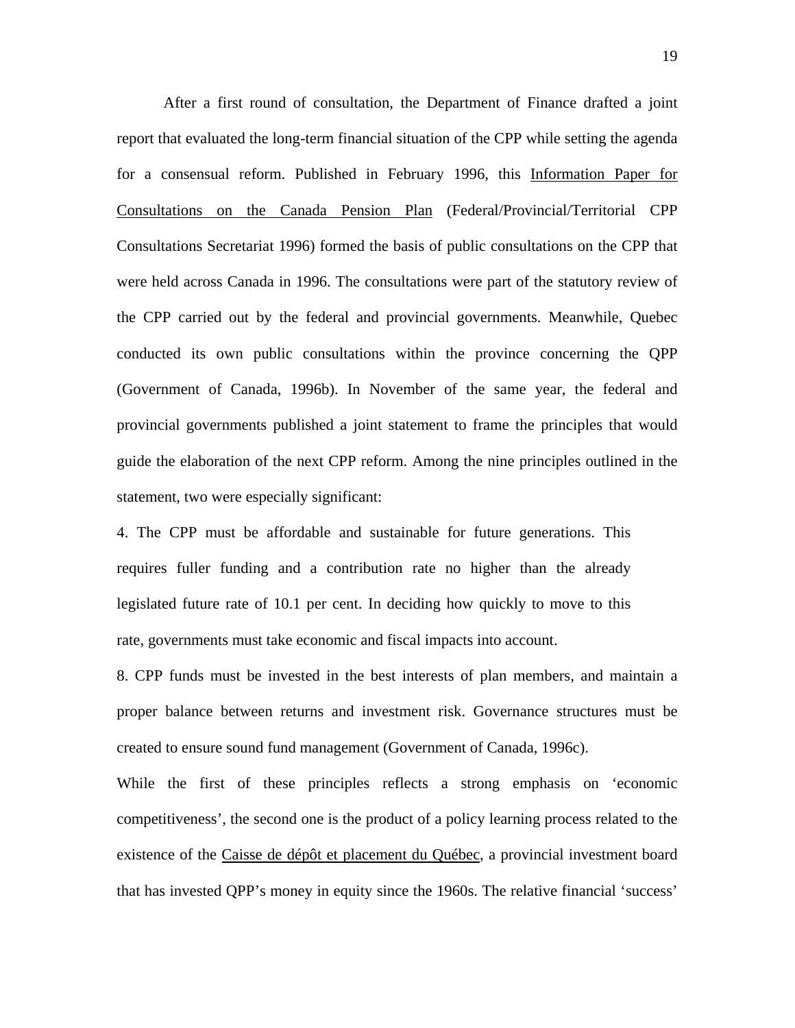After a first round of consultation, the Department of Finance drafted a joint report that evaluated the long-term financial situation of the CPP while setting the agenda for a consensual reform. Published in February 1996, this Information Paper for Consultations on the Canada Pension Plan (Federal/Provincial/Territorial CPP Consultations Secretariat 1996) formed the basis of public consultations on the CPP that were held across Canada in 1996. The consultations were part of the statutory review of the CPP carried out by the federal and provincial governments. Meanwhile, Quebec conducted its own public consultations within the province concerning the QPP (Government of Canada, 1996b). In November of the same year, the federal and provincial governments published a joint statement to frame the principles that would guide the elaboration of the next CPP reform. Among the nine principles outlined in the statement, two were especially significant:

> 4. The CPP must be affordable and sustainable for future generations. This requires fuller funding and a contribution rate no higher than the already legislated future rate of 10.1 per cent. In deciding how quickly to move to this rate, governments must take economic and fiscal impacts into account.
>
> 8. CPP funds must be invested in the best interests of plan members, and maintain a proper balance between returns and investment risk. Governance structures must be created to ensure sound fund management (Government of Canada, 1996c).

While the first of these principles reflects a strong emphasis on 'economic competitiveness', the second one is the product of a policy learning process related to the existence of the Caisse de dépôt et placement du Québec, a provincial investment board that has invested QPP's money in equity since the 1960s. The relative financial 'success'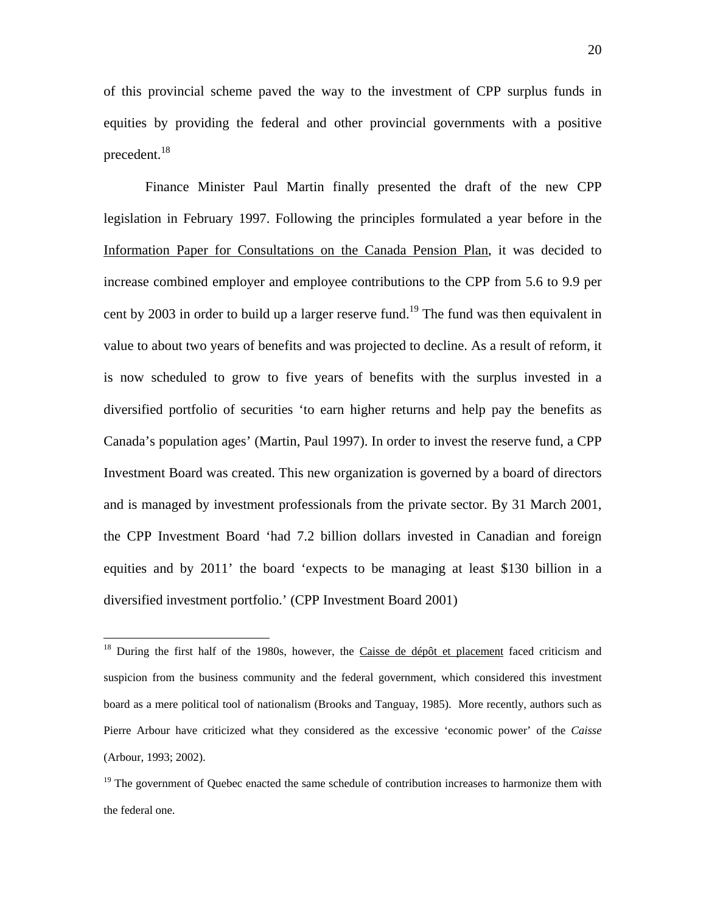of this provincial scheme paved the way to the investment of CPP surplus funds in equities by providing the federal and other provincial governments with a positive precedent.[18]

Finance Minister Paul Martin finally presented the draft of the new CPP legislation in February 1997. Following the principles formulated a year before in the Information Paper for Consultations on the Canada Pension Plan, it was decided to increase combined employer and employee contributions to the CPP from 5.6 to 9.9 per cent by 2003 in order to build up a larger reserve fund.[19] The fund was then equivalent in value to about two years of benefits and was projected to decline. As a result of reform, it is now scheduled to grow to five years of benefits with the surplus invested in a diversified portfolio of securities 'to earn higher returns and help pay the benefits as Canada's population ages' (Martin, Paul 1997). In order to invest the reserve fund, a CPP Investment Board was created. This new organization is governed by a board of directors and is managed by investment professionals from the private sector. By 31 March 2001, the CPP Investment Board 'had 7.2 billion dollars invested in Canadian and foreign equities and by 2011' the board 'expects to be managing at least $130 billion in a diversified investment portfolio.' (CPP Investment Board 2001)

---

[18] During the first half of the 1980s, however, the Caisse de dépôt et placement faced criticism and suspicion from the business community and the federal government, which considered this investment board as a mere political tool of nationalism (Brooks and Tanguay, 1985). More recently, authors such as Pierre Arbour have criticized what they considered as the excessive 'economic power' of the *Caisse* (Arbour, 1993; 2002).

[19] The government of Quebec enacted the same schedule of contribution increases to harmonize them with the federal one.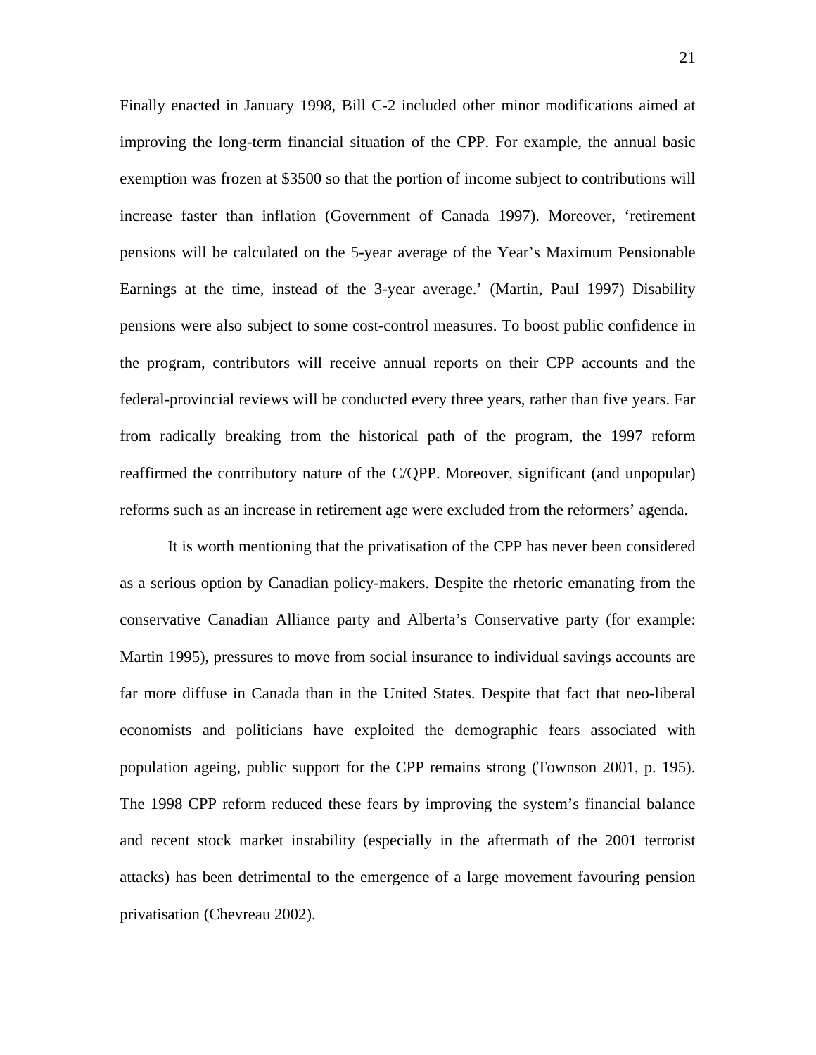Finally enacted in January 1998, Bill C-2 included other minor modifications aimed at improving the long-term financial situation of the CPP. For example, the annual basic exemption was frozen at $3500 so that the portion of income subject to contributions will increase faster than inflation (Government of Canada 1997). Moreover, 'retirement pensions will be calculated on the 5-year average of the Year's Maximum Pensionable Earnings at the time, instead of the 3-year average.' (Martin, Paul 1997) Disability pensions were also subject to some cost-control measures. To boost public confidence in the program, contributors will receive annual reports on their CPP accounts and the federal-provincial reviews will be conducted every three years, rather than five years. Far from radically breaking from the historical path of the program, the 1997 reform reaffirmed the contributory nature of the C/QPP. Moreover, significant (and unpopular) reforms such as an increase in retirement age were excluded from the reformers' agenda.

It is worth mentioning that the privatisation of the CPP has never been considered as a serious option by Canadian policy-makers. Despite the rhetoric emanating from the conservative Canadian Alliance party and Alberta's Conservative party (for example: Martin 1995), pressures to move from social insurance to individual savings accounts are far more diffuse in Canada than in the United States. Despite that fact that neo-liberal economists and politicians have exploited the demographic fears associated with population ageing, public support for the CPP remains strong (Townson 2001, p. 195). The 1998 CPP reform reduced these fears by improving the system's financial balance and recent stock market instability (especially in the aftermath of the 2001 terrorist attacks) has been detrimental to the emergence of a large movement favouring pension privatisation (Chevreau 2002).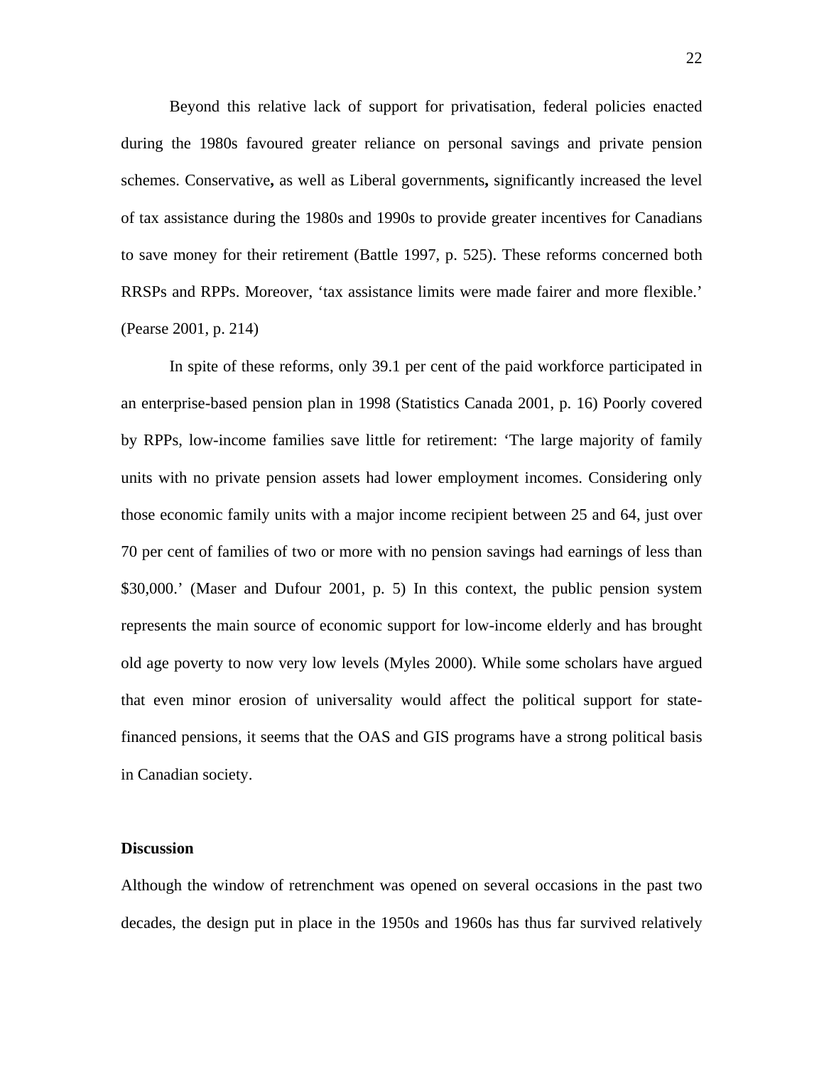Beyond this relative lack of support for privatisation, federal policies enacted during the 1980s favoured greater reliance on personal savings and private pension schemes. Conservative**,** as well as Liberal governments**,** significantly increased the level of tax assistance during the 1980s and 1990s to provide greater incentives for Canadians to save money for their retirement (Battle 1997, p. 525). These reforms concerned both RRSPs and RPPs. Moreover, 'tax assistance limits were made fairer and more flexible.' (Pearse 2001, p. 214)

In spite of these reforms, only 39.1 per cent of the paid workforce participated in an enterprise-based pension plan in 1998 (Statistics Canada 2001, p. 16) Poorly covered by RPPs, low-income families save little for retirement: 'The large majority of family units with no private pension assets had lower employment incomes. Considering only those economic family units with a major income recipient between 25 and 64, just over 70 per cent of families of two or more with no pension savings had earnings of less than $30,000.' (Maser and Dufour 2001, p. 5) In this context, the public pension system represents the main source of economic support for low-income elderly and has brought old age poverty to now very low levels (Myles 2000). While some scholars have argued that even minor erosion of universality would affect the political support for state-financed pensions, it seems that the OAS and GIS programs have a strong political basis in Canadian society.

### Discussion

Although the window of retrenchment was opened on several occasions in the past two decades, the design put in place in the 1950s and 1960s has thus far survived relatively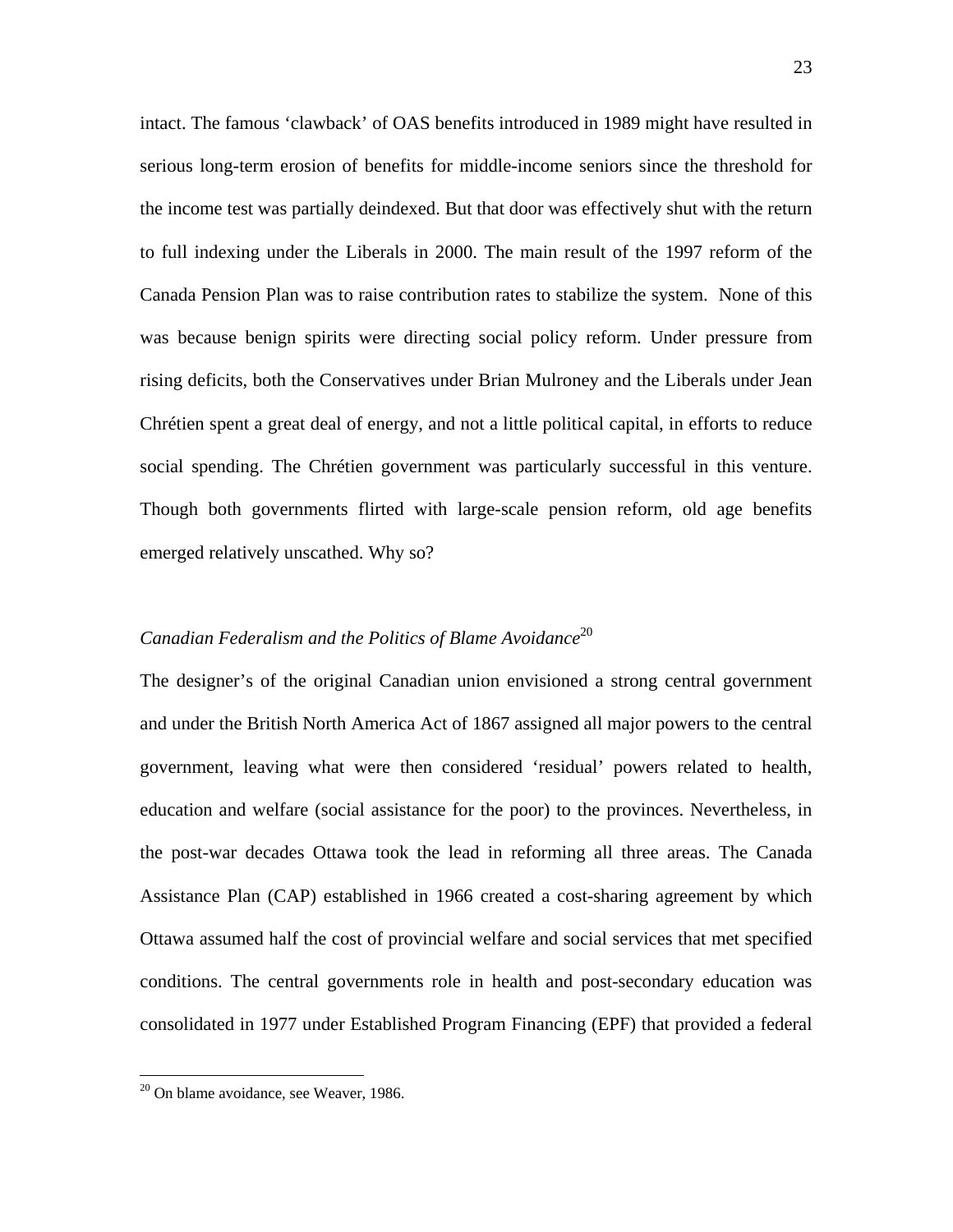intact. The famous 'clawback' of OAS benefits introduced in 1989 might have resulted in serious long-term erosion of benefits for middle-income seniors since the threshold for the income test was partially deindexed. But that door was effectively shut with the return to full indexing under the Liberals in 2000. The main result of the 1997 reform of the Canada Pension Plan was to raise contribution rates to stabilize the system. None of this was because benign spirits were directing social policy reform. Under pressure from rising deficits, both the Conservatives under Brian Mulroney and the Liberals under Jean Chrétien spent a great deal of energy, and not a little political capital, in efforts to reduce social spending. The Chrétien government was particularly successful in this venture. Though both governments flirted with large-scale pension reform, old age benefits emerged relatively unscathed. Why so?

### *Canadian Federalism and the Politics of Blame Avoidance*[20]

The designer's of the original Canadian union envisioned a strong central government and under the British North America Act of 1867 assigned all major powers to the central government, leaving what were then considered 'residual' powers related to health, education and welfare (social assistance for the poor) to the provinces. Nevertheless, in the post-war decades Ottawa took the lead in reforming all three areas. The Canada Assistance Plan (CAP) established in 1966 created a cost-sharing agreement by which Ottawa assumed half the cost of provincial welfare and social services that met specified conditions. The central governments role in health and post-secondary education was consolidated in 1977 under Established Program Financing (EPF) that provided a federal

[20] On blame avoidance, see Weaver, 1986.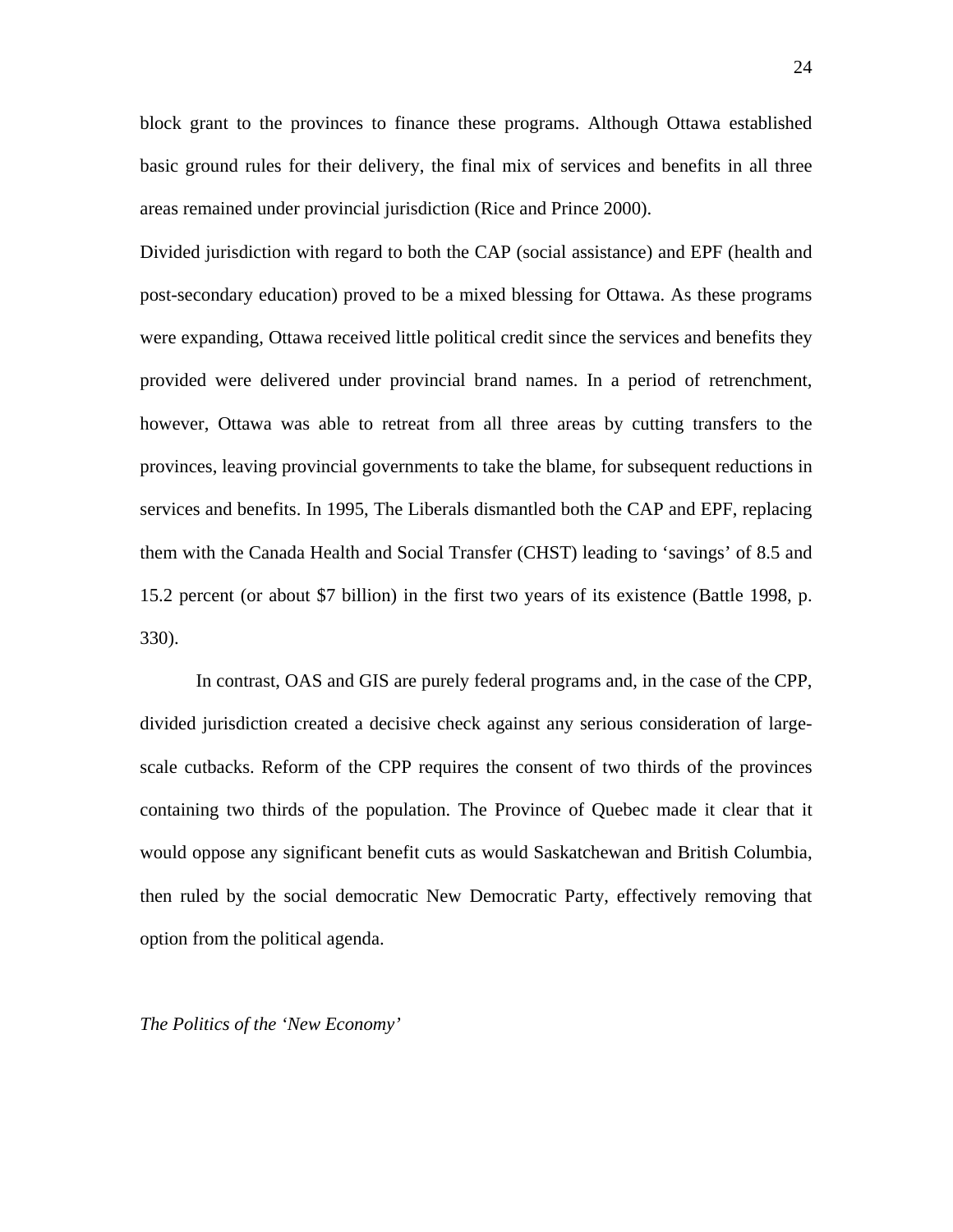block grant to the provinces to finance these programs. Although Ottawa established basic ground rules for their delivery, the final mix of services and benefits in all three areas remained under provincial jurisdiction (Rice and Prince 2000).

Divided jurisdiction with regard to both the CAP (social assistance) and EPF (health and post-secondary education) proved to be a mixed blessing for Ottawa. As these programs were expanding, Ottawa received little political credit since the services and benefits they provided were delivered under provincial brand names. In a period of retrenchment, however, Ottawa was able to retreat from all three areas by cutting transfers to the provinces, leaving provincial governments to take the blame, for subsequent reductions in services and benefits. In 1995, The Liberals dismantled both the CAP and EPF, replacing them with the Canada Health and Social Transfer (CHST) leading to 'savings' of 8.5 and 15.2 percent (or about $7 billion) in the first two years of its existence (Battle 1998, p. 330).

In contrast, OAS and GIS are purely federal programs and, in the case of the CPP, divided jurisdiction created a decisive check against any serious consideration of large-scale cutbacks. Reform of the CPP requires the consent of two thirds of the provinces containing two thirds of the population. The Province of Quebec made it clear that it would oppose any significant benefit cuts as would Saskatchewan and British Columbia, then ruled by the social democratic New Democratic Party, effectively removing that option from the political agenda.

*The Politics of the 'New Economy'*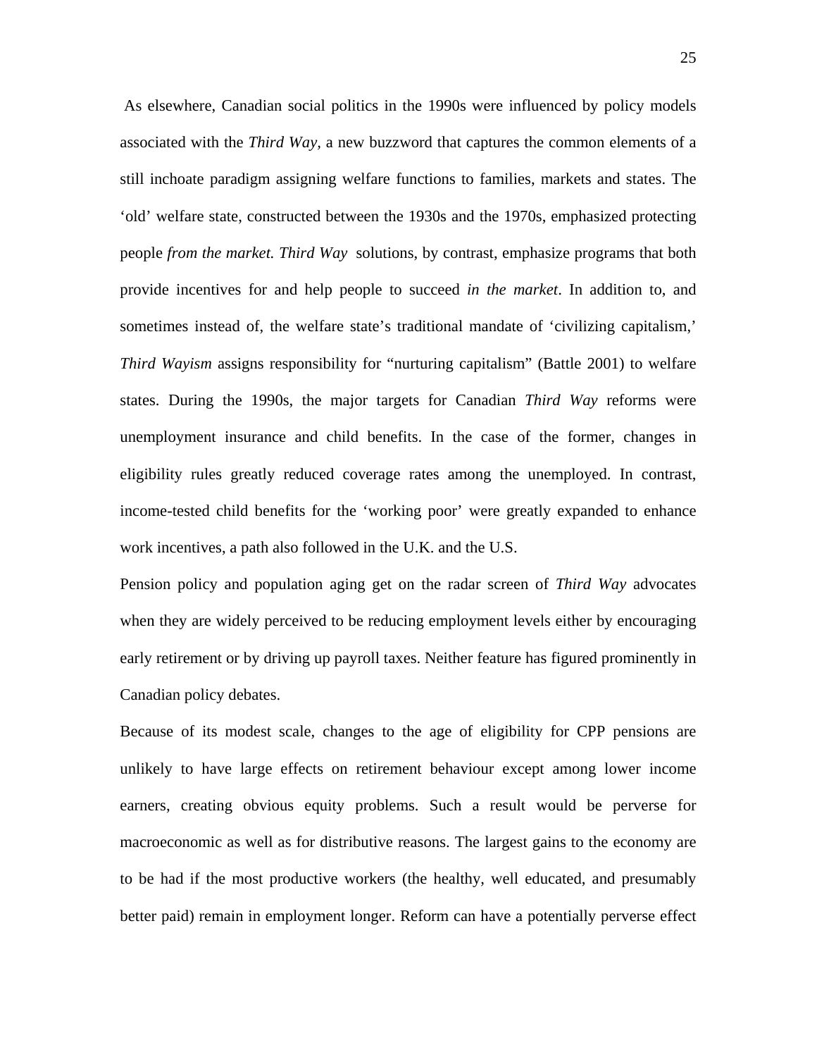As elsewhere, Canadian social politics in the 1990s were influenced by policy models associated with the *Third Way*, a new buzzword that captures the common elements of a still inchoate paradigm assigning welfare functions to families, markets and states. The 'old' welfare state, constructed between the 1930s and the 1970s, emphasized protecting people *from the market. Third Way* solutions, by contrast, emphasize programs that both provide incentives for and help people to succeed *in the market*. In addition to, and sometimes instead of, the welfare state's traditional mandate of 'civilizing capitalism,' *Third Wayism* assigns responsibility for "nurturing capitalism" (Battle 2001) to welfare states. During the 1990s, the major targets for Canadian *Third Way* reforms were unemployment insurance and child benefits. In the case of the former, changes in eligibility rules greatly reduced coverage rates among the unemployed. In contrast, income-tested child benefits for the 'working poor' were greatly expanded to enhance work incentives, a path also followed in the U.K. and the U.S.

Pension policy and population aging get on the radar screen of *Third Way* advocates when they are widely perceived to be reducing employment levels either by encouraging early retirement or by driving up payroll taxes. Neither feature has figured prominently in Canadian policy debates.

Because of its modest scale, changes to the age of eligibility for CPP pensions are unlikely to have large effects on retirement behaviour except among lower income earners, creating obvious equity problems. Such a result would be perverse for macroeconomic as well as for distributive reasons. The largest gains to the economy are to be had if the most productive workers (the healthy, well educated, and presumably better paid) remain in employment longer. Reform can have a potentially perverse effect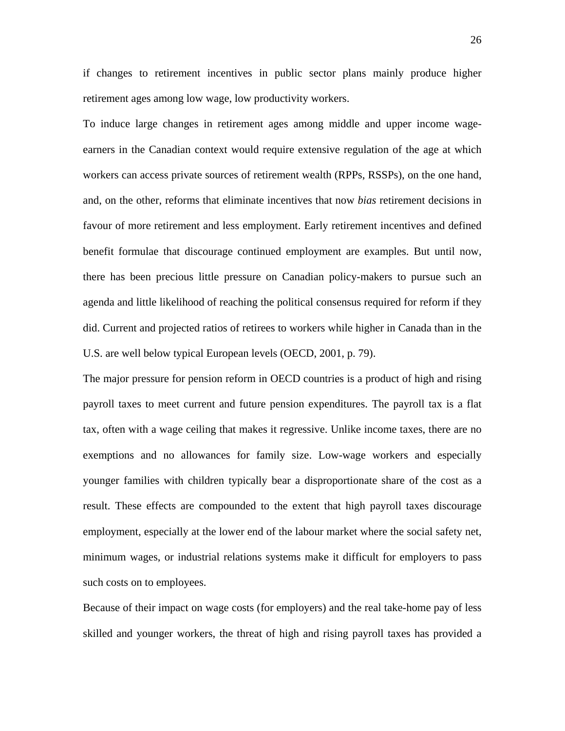if changes to retirement incentives in public sector plans mainly produce higher retirement ages among low wage, low productivity workers.

To induce large changes in retirement ages among middle and upper income wage-earners in the Canadian context would require extensive regulation of the age at which workers can access private sources of retirement wealth (RPPs, RSSPs), on the one hand, and, on the other, reforms that eliminate incentives that now *bias* retirement decisions in favour of more retirement and less employment. Early retirement incentives and defined benefit formulae that discourage continued employment are examples. But until now, there has been precious little pressure on Canadian policy-makers to pursue such an agenda and little likelihood of reaching the political consensus required for reform if they did. Current and projected ratios of retirees to workers while higher in Canada than in the U.S. are well below typical European levels (OECD, 2001, p. 79).

The major pressure for pension reform in OECD countries is a product of high and rising payroll taxes to meet current and future pension expenditures. The payroll tax is a flat tax, often with a wage ceiling that makes it regressive. Unlike income taxes, there are no exemptions and no allowances for family size. Low-wage workers and especially younger families with children typically bear a disproportionate share of the cost as a result. These effects are compounded to the extent that high payroll taxes discourage employment, especially at the lower end of the labour market where the social safety net, minimum wages, or industrial relations systems make it difficult for employers to pass such costs on to employees.

Because of their impact on wage costs (for employers) and the real take-home pay of less skilled and younger workers, the threat of high and rising payroll taxes has provided a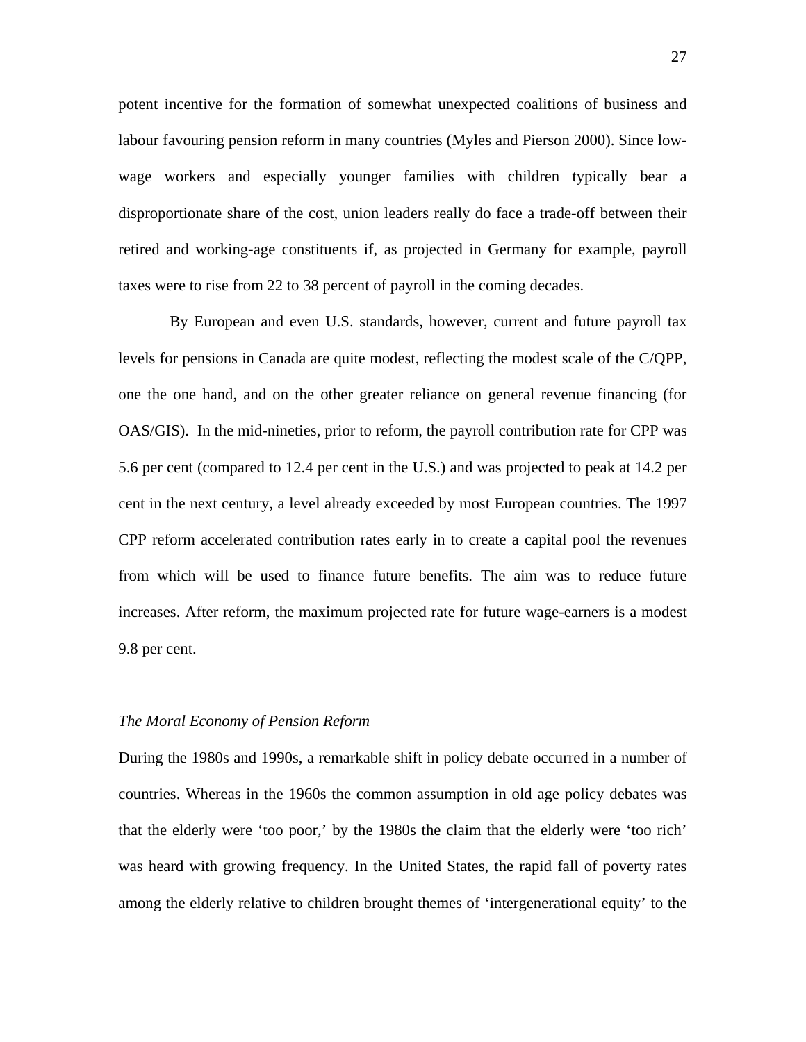potent incentive for the formation of somewhat unexpected coalitions of business and labour favouring pension reform in many countries (Myles and Pierson 2000). Since low-wage workers and especially younger families with children typically bear a disproportionate share of the cost, union leaders really do face a trade-off between their retired and working-age constituents if, as projected in Germany for example, payroll taxes were to rise from 22 to 38 percent of payroll in the coming decades.

By European and even U.S. standards, however, current and future payroll tax levels for pensions in Canada are quite modest, reflecting the modest scale of the C/QPP, one the one hand, and on the other greater reliance on general revenue financing (for OAS/GIS). In the mid-nineties, prior to reform, the payroll contribution rate for CPP was 5.6 per cent (compared to 12.4 per cent in the U.S.) and was projected to peak at 14.2 per cent in the next century, a level already exceeded by most European countries. The 1997 CPP reform accelerated contribution rates early in to create a capital pool the revenues from which will be used to finance future benefits. The aim was to reduce future increases. After reform, the maximum projected rate for future wage-earners is a modest 9.8 per cent.

*The Moral Economy of Pension Reform*

During the 1980s and 1990s, a remarkable shift in policy debate occurred in a number of countries. Whereas in the 1960s the common assumption in old age policy debates was that the elderly were 'too poor,' by the 1980s the claim that the elderly were 'too rich' was heard with growing frequency. In the United States, the rapid fall of poverty rates among the elderly relative to children brought themes of 'intergenerational equity' to the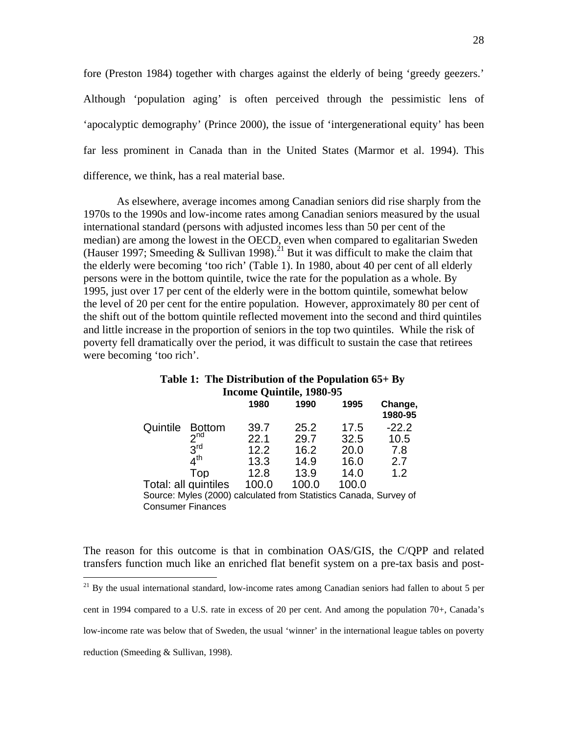fore (Preston 1984) together with charges against the elderly of being 'greedy geezers.' Although 'population aging' is often perceived through the pessimistic lens of 'apocalyptic demography' (Prince 2000), the issue of 'intergenerational equity' has been far less prominent in Canada than in the United States (Marmor et al. 1994). This difference, we think, has a real material base.

As elsewhere, average incomes among Canadian seniors did rise sharply from the 1970s to the 1990s and low-income rates among Canadian seniors measured by the usual international standard (persons with adjusted incomes less than 50 per cent of the median) are among the lowest in the OECD, even when compared to egalitarian Sweden (Hauser 1997; Smeeding & Sullivan 1998).[21] But it was difficult to make the claim that the elderly were becoming 'too rich' (Table 1). In 1980, about 40 per cent of all elderly persons were in the bottom quintile, twice the rate for the population as a whole. By 1995, just over 17 per cent of the elderly were in the bottom quintile, somewhat below the level of 20 per cent for the entire population. However, approximately 80 per cent of the shift out of the bottom quintile reflected movement into the second and third quintiles and little increase in the proportion of seniors in the top two quintiles. While the risk of poverty fell dramatically over the period, it was difficult to sustain the case that retirees were becoming 'too rich'.

**Table 1: The Distribution of the Population 65+ By Income Quintile, 1980-95**

| | | 1980 | 1990 | 1995 | Change, 1980-95 |
|---|---|---|---|---|---|
| Quintile | Bottom | 39.7 | 25.2 | 17.5 | -22.2 |
| | 2nd | 22.1 | 29.7 | 32.5 | 10.5 |
| | 3rd | 12.2 | 16.2 | 20.0 | 7.8 |
| | 4th | 13.3 | 14.9 | 16.0 | 2.7 |
| | Top | 12.8 | 13.9 | 14.0 | 1.2 |
| Total: all quintiles | | 100.0 | 100.0 | 100.0 | |

Source: Myles (2000) calculated from Statistics Canada, Survey of Consumer Finances

The reason for this outcome is that in combination OAS/GIS, the C/QPP and related transfers function much like an enriched flat benefit system on a pre-tax basis and post-

[21] By the usual international standard, low-income rates among Canadian seniors had fallen to about 5 per cent in 1994 compared to a U.S. rate in excess of 20 per cent. And among the population 70+, Canada's low-income rate was below that of Sweden, the usual 'winner' in the international league tables on poverty reduction (Smeeding & Sullivan, 1998).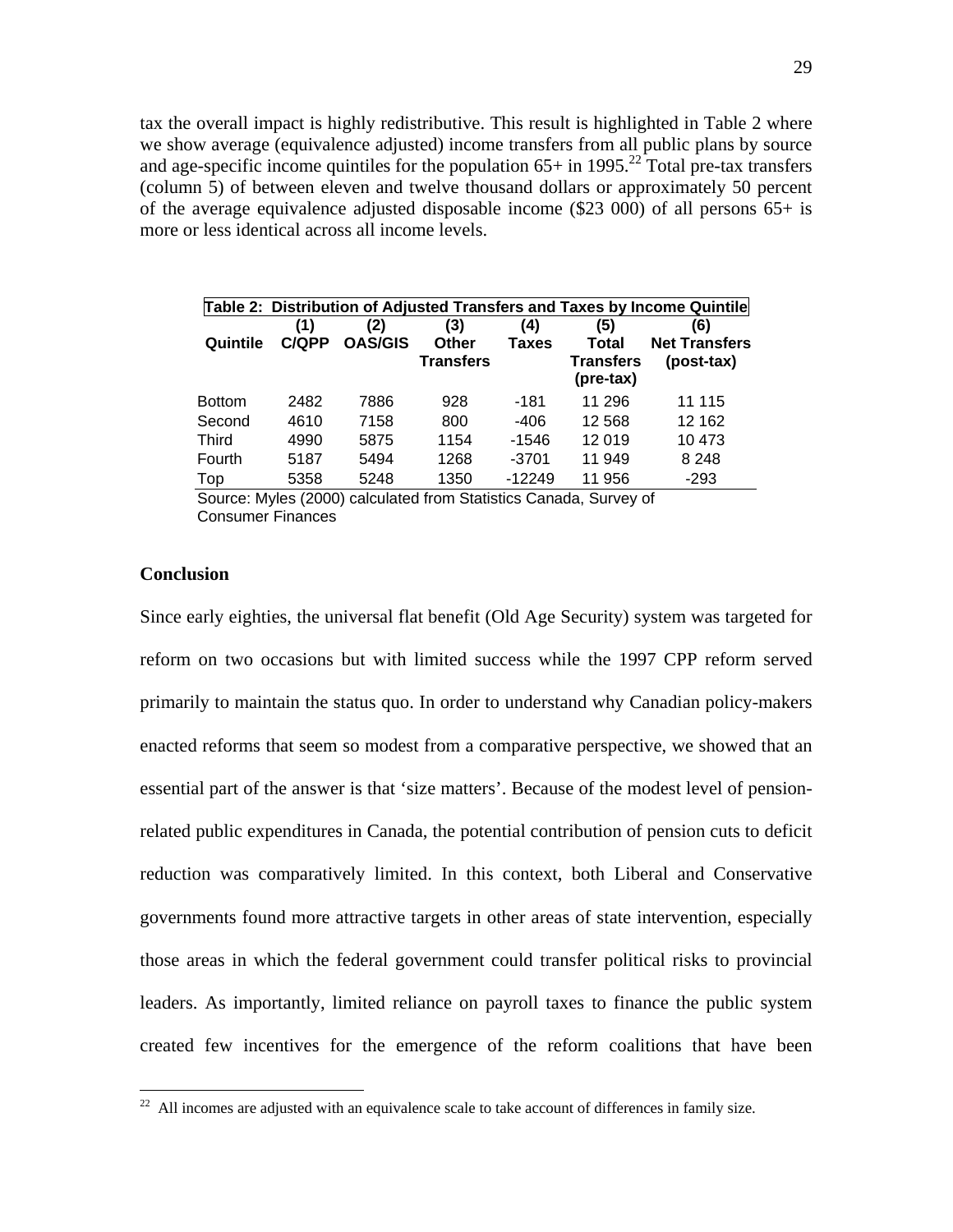tax the overall impact is highly redistributive. This result is highlighted in Table 2 where we show average (equivalence adjusted) income transfers from all public plans by source and age-specific income quintiles for the population 65+ in 1995.[22] Total pre-tax transfers (column 5) of between eleven and twelve thousand dollars or approximately 50 percent of the average equivalence adjusted disposable income ($23 000) of all persons 65+ is more or less identical across all income levels.

**Table 2: Distribution of Adjusted Transfers and Taxes by Income Quintile**

| Quintile | (1) C/QPP | (2) OAS/GIS | (3) Other Transfers | (4) Taxes | (5) Total Transfers (pre-tax) | (6) Net Transfers (post-tax) |
|---|---|---|---|---|---|---|
| Bottom | 2482 | 7886 | 928 | -181 | 11 296 | 11 115 |
| Second | 4610 | 7158 | 800 | -406 | 12 568 | 12 162 |
| Third | 4990 | 5875 | 1154 | -1546 | 12 019 | 10 473 |
| Fourth | 5187 | 5494 | 1268 | -3701 | 11 949 | 8 248 |
| Top | 5358 | 5248 | 1350 | -12249 | 11 956 | -293 |

Source: Myles (2000) calculated from Statistics Canada, Survey of Consumer Finances

**Conclusion**

Since early eighties, the universal flat benefit (Old Age Security) system was targeted for reform on two occasions but with limited success while the 1997 CPP reform served primarily to maintain the status quo. In order to understand why Canadian policy-makers enacted reforms that seem so modest from a comparative perspective, we showed that an essential part of the answer is that 'size matters'. Because of the modest level of pension-related public expenditures in Canada, the potential contribution of pension cuts to deficit reduction was comparatively limited. In this context, both Liberal and Conservative governments found more attractive targets in other areas of state intervention, especially those areas in which the federal government could transfer political risks to provincial leaders. As importantly, limited reliance on payroll taxes to finance the public system created few incentives for the emergence of the reform coalitions that have been

[22] All incomes are adjusted with an equivalence scale to take account of differences in family size.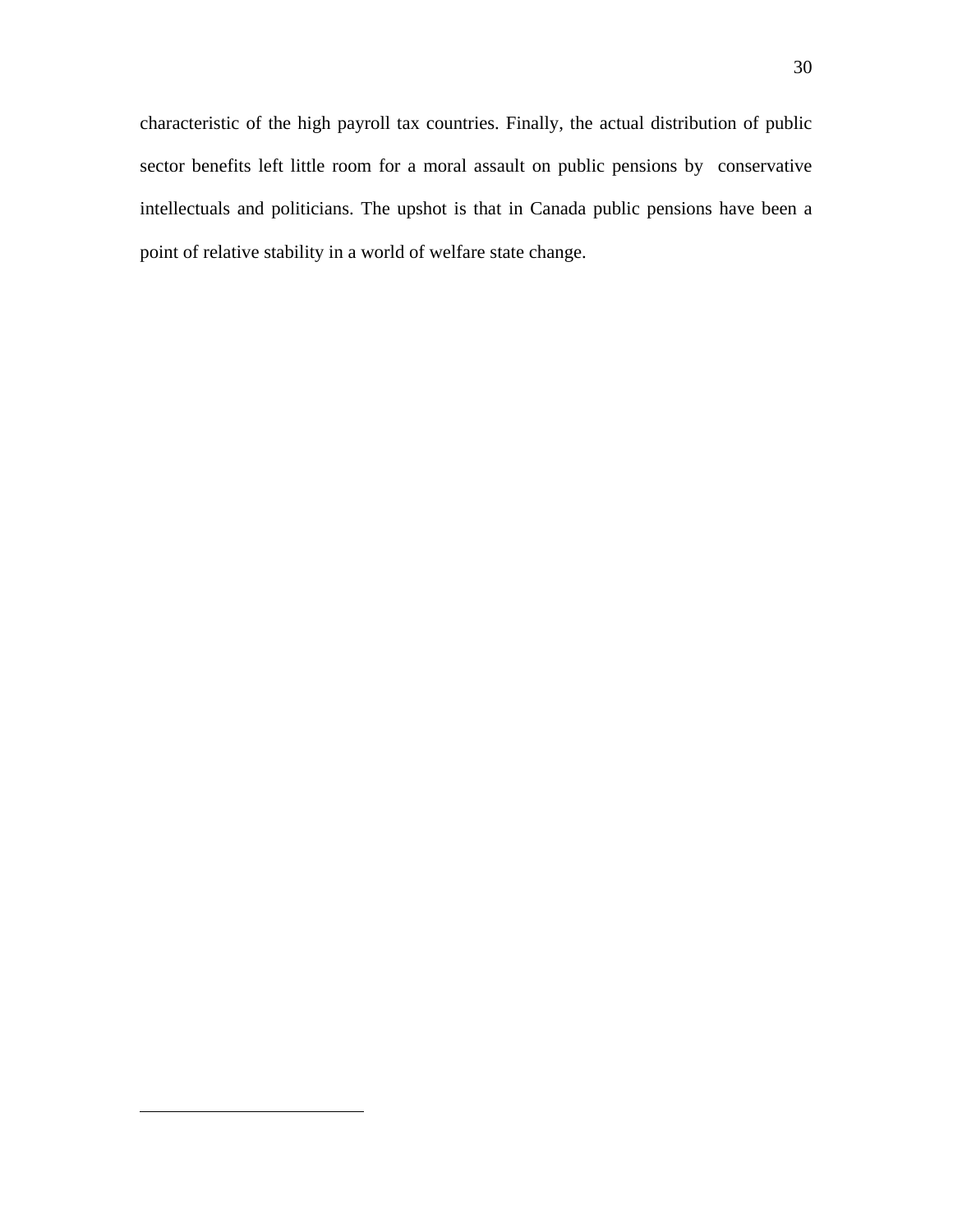characteristic of the high payroll tax countries. Finally, the actual distribution of public sector benefits left little room for a moral assault on public pensions by conservative intellectuals and politicians. The upshot is that in Canada public pensions have been a point of relative stability in a world of welfare state change.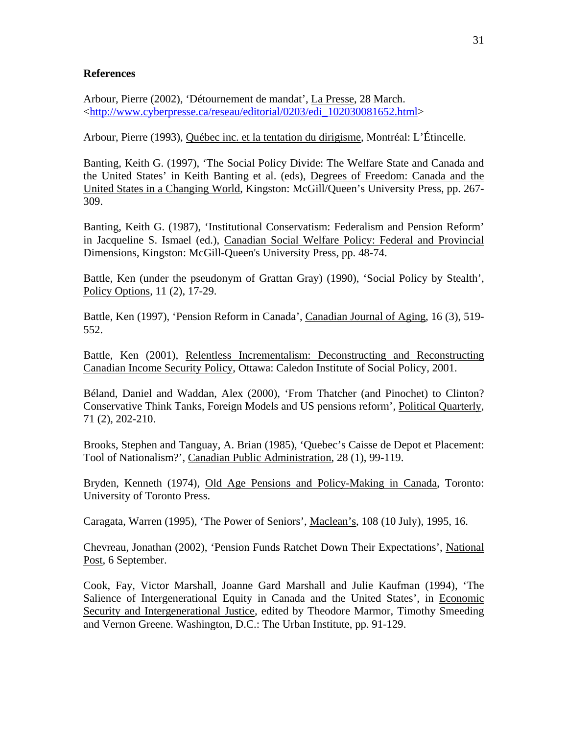**References**

Arbour, Pierre (2002), 'Détournement de mandat', La Presse, 28 March. <http://www.cyberpresse.ca/reseau/editorial/0203/edi_102030081652.html>

Arbour, Pierre (1993), Québec inc. et la tentation du dirigisme, Montréal: L'Étincelle.

Banting, Keith G. (1997), 'The Social Policy Divide: The Welfare State and Canada and the United States' in Keith Banting et al. (eds), Degrees of Freedom: Canada and the United States in a Changing World, Kingston: McGill/Queen's University Press, pp. 267-309.

Banting, Keith G. (1987), 'Institutional Conservatism: Federalism and Pension Reform' in Jacqueline S. Ismael (ed.), Canadian Social Welfare Policy: Federal and Provincial Dimensions, Kingston: McGill-Queen's University Press, pp. 48-74.

Battle, Ken (under the pseudonym of Grattan Gray) (1990), 'Social Policy by Stealth', Policy Options, 11 (2), 17-29.

Battle, Ken (1997), 'Pension Reform in Canada', Canadian Journal of Aging, 16 (3), 519-552.

Battle, Ken (2001), Relentless Incrementalism: Deconstructing and Reconstructing Canadian Income Security Policy, Ottawa: Caledon Institute of Social Policy, 2001.

Béland, Daniel and Waddan, Alex (2000), 'From Thatcher (and Pinochet) to Clinton? Conservative Think Tanks, Foreign Models and US pensions reform', Political Quarterly, 71 (2), 202-210.

Brooks, Stephen and Tanguay, A. Brian (1985), 'Quebec's Caisse de Depot et Placement: Tool of Nationalism?', Canadian Public Administration, 28 (1), 99-119.

Bryden, Kenneth (1974), Old Age Pensions and Policy-Making in Canada, Toronto: University of Toronto Press.

Caragata, Warren (1995), 'The Power of Seniors', Maclean's, 108 (10 July), 1995, 16.

Chevreau, Jonathan (2002), 'Pension Funds Ratchet Down Their Expectations', National Post, 6 September.

Cook, Fay, Victor Marshall, Joanne Gard Marshall and Julie Kaufman (1994), 'The Salience of Intergenerational Equity in Canada and the United States', in Economic Security and Intergenerational Justice, edited by Theodore Marmor, Timothy Smeeding and Vernon Greene. Washington, D.C.: The Urban Institute, pp. 91-129.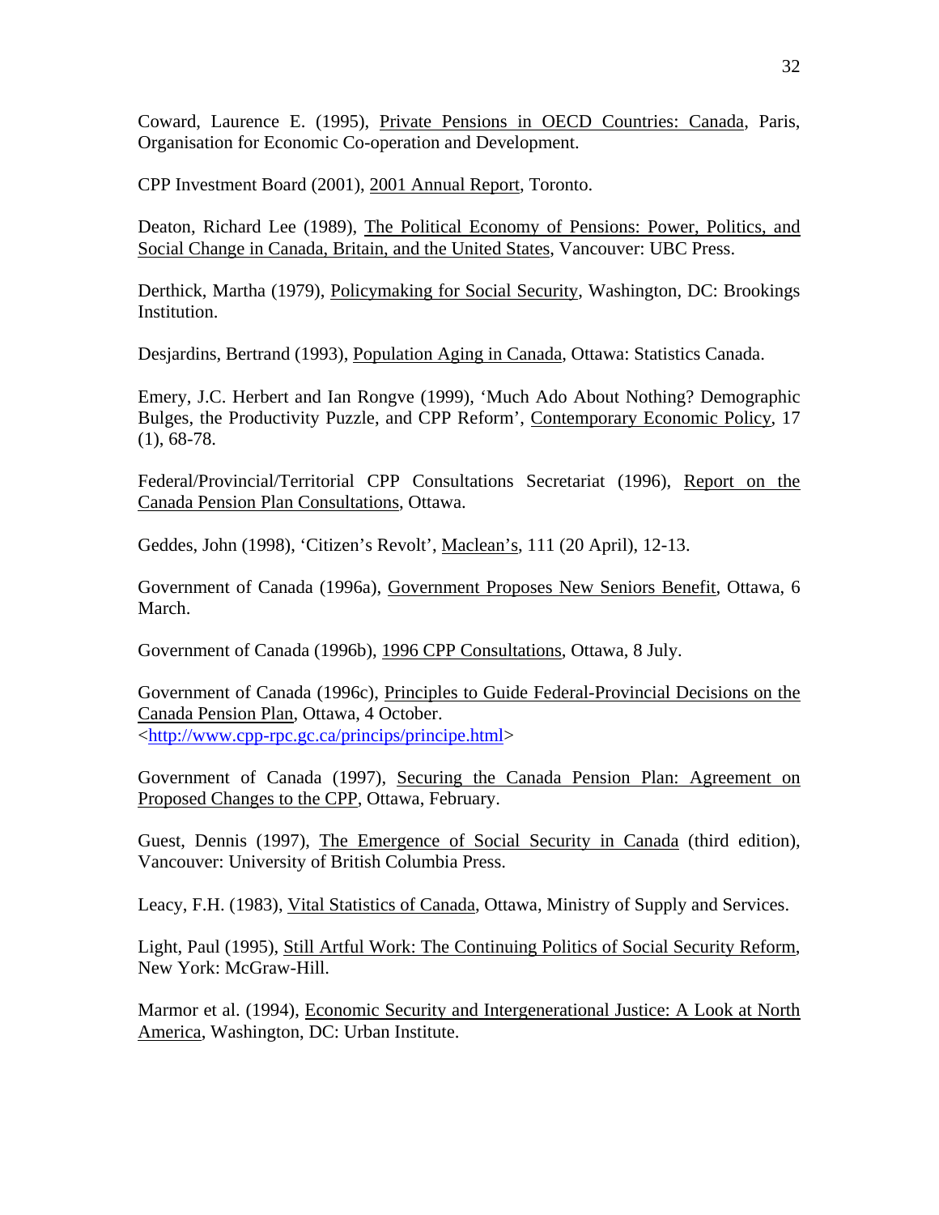Coward, Laurence E. (1995), Private Pensions in OECD Countries: Canada, Paris, Organisation for Economic Co-operation and Development.

CPP Investment Board (2001), 2001 Annual Report, Toronto.

Deaton, Richard Lee (1989), The Political Economy of Pensions: Power, Politics, and Social Change in Canada, Britain, and the United States, Vancouver: UBC Press.

Derthick, Martha (1979), Policymaking for Social Security, Washington, DC: Brookings Institution.

Desjardins, Bertrand (1993), Population Aging in Canada, Ottawa: Statistics Canada.

Emery, J.C. Herbert and Ian Rongve (1999), 'Much Ado About Nothing? Demographic Bulges, the Productivity Puzzle, and CPP Reform', Contemporary Economic Policy, 17 (1), 68-78.

Federal/Provincial/Territorial CPP Consultations Secretariat (1996), Report on the Canada Pension Plan Consultations, Ottawa.

Geddes, John (1998), 'Citizen's Revolt', Maclean's, 111 (20 April), 12-13.

Government of Canada (1996a), Government Proposes New Seniors Benefit, Ottawa, 6 March.

Government of Canada (1996b), 1996 CPP Consultations, Ottawa, 8 July.

Government of Canada (1996c), Principles to Guide Federal-Provincial Decisions on the Canada Pension Plan, Ottawa, 4 October. <http://www.cpp-rpc.gc.ca/princips/principe.html>

Government of Canada (1997), Securing the Canada Pension Plan: Agreement on Proposed Changes to the CPP, Ottawa, February.

Guest, Dennis (1997), The Emergence of Social Security in Canada (third edition), Vancouver: University of British Columbia Press.

Leacy, F.H. (1983), Vital Statistics of Canada, Ottawa, Ministry of Supply and Services.

Light, Paul (1995), Still Artful Work: The Continuing Politics of Social Security Reform, New York: McGraw-Hill.

Marmor et al. (1994), Economic Security and Intergenerational Justice: A Look at North America, Washington, DC: Urban Institute.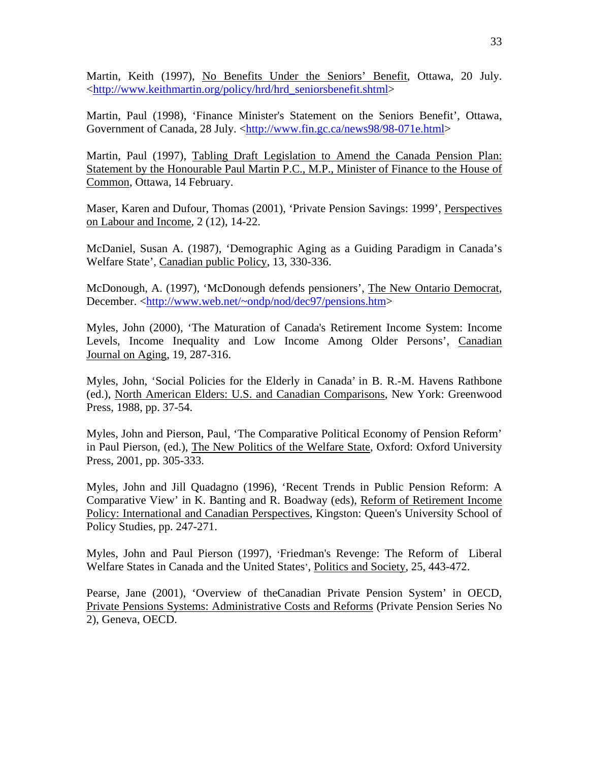Martin, Keith (1997), No Benefits Under the Seniors' Benefit, Ottawa, 20 July. <http://www.keithmartin.org/policy/hrd/hrd_seniorsbenefit.shtml>

Martin, Paul (1998), 'Finance Minister's Statement on the Seniors Benefit', Ottawa, Government of Canada, 28 July. <http://www.fin.gc.ca/news98/98-071e.html>

Martin, Paul (1997), Tabling Draft Legislation to Amend the Canada Pension Plan: Statement by the Honourable Paul Martin P.C., M.P., Minister of Finance to the House of Common, Ottawa, 14 February.

Maser, Karen and Dufour, Thomas (2001), 'Private Pension Savings: 1999', Perspectives on Labour and Income, 2 (12), 14-22.

McDaniel, Susan A. (1987), 'Demographic Aging as a Guiding Paradigm in Canada's Welfare State', Canadian public Policy, 13, 330-336.

McDonough, A. (1997), 'McDonough defends pensioners', The New Ontario Democrat, December. <http://www.web.net/~ondp/nod/dec97/pensions.htm>

Myles, John (2000), 'The Maturation of Canada's Retirement Income System: Income Levels, Income Inequality and Low Income Among Older Persons', Canadian Journal on Aging, 19, 287-316.

Myles, John, 'Social Policies for the Elderly in Canada' in B. R.-M. Havens Rathbone (ed.), North American Elders: U.S. and Canadian Comparisons, New York: Greenwood Press, 1988, pp. 37-54.

Myles, John and Pierson, Paul, 'The Comparative Political Economy of Pension Reform' in Paul Pierson, (ed.), The New Politics of the Welfare State, Oxford: Oxford University Press, 2001, pp. 305-333.

Myles, John and Jill Quadagno (1996), 'Recent Trends in Public Pension Reform: A Comparative View' in K. Banting and R. Boadway (eds), Reform of Retirement Income Policy: International and Canadian Perspectives, Kingston: Queen's University School of Policy Studies, pp. 247-271.

Myles, John and Paul Pierson (1997), 'Friedman's Revenge: The Reform of Liberal Welfare States in Canada and the United States', Politics and Society, 25, 443-472.

Pearse, Jane (2001), 'Overview of theCanadian Private Pension System' in OECD, Private Pensions Systems: Administrative Costs and Reforms (Private Pension Series No 2), Geneva, OECD.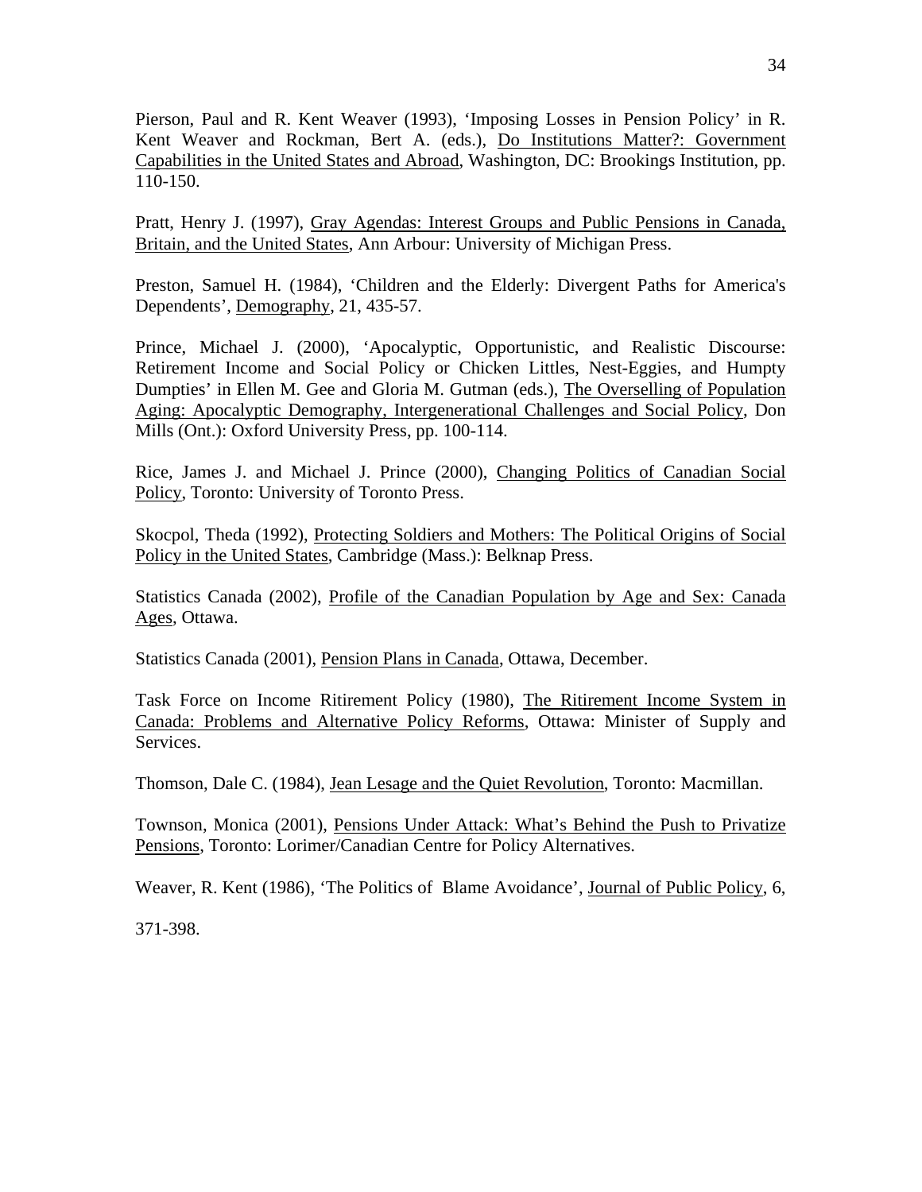Pierson, Paul and R. Kent Weaver (1993), 'Imposing Losses in Pension Policy' in R. Kent Weaver and Rockman, Bert A. (eds.), Do Institutions Matter?: Government Capabilities in the United States and Abroad, Washington, DC: Brookings Institution, pp. 110-150.

Pratt, Henry J. (1997), Gray Agendas: Interest Groups and Public Pensions in Canada, Britain, and the United States, Ann Arbour: University of Michigan Press.

Preston, Samuel H. (1984), 'Children and the Elderly: Divergent Paths for America's Dependents', Demography, 21, 435-57.

Prince, Michael J. (2000), 'Apocalyptic, Opportunistic, and Realistic Discourse: Retirement Income and Social Policy or Chicken Littles, Nest-Eggies, and Humpty Dumpties' in Ellen M. Gee and Gloria M. Gutman (eds.), The Overselling of Population Aging: Apocalyptic Demography, Intergenerational Challenges and Social Policy, Don Mills (Ont.): Oxford University Press, pp. 100-114.

Rice, James J. and Michael J. Prince (2000), Changing Politics of Canadian Social Policy, Toronto: University of Toronto Press.

Skocpol, Theda (1992), Protecting Soldiers and Mothers: The Political Origins of Social Policy in the United States, Cambridge (Mass.): Belknap Press.

Statistics Canada (2002), Profile of the Canadian Population by Age and Sex: Canada Ages, Ottawa.

Statistics Canada (2001), Pension Plans in Canada, Ottawa, December.

Task Force on Income Ritirement Policy (1980), The Ritirement Income System in Canada: Problems and Alternative Policy Reforms, Ottawa: Minister of Supply and Services.

Thomson, Dale C. (1984), Jean Lesage and the Quiet Revolution, Toronto: Macmillan.

Townson, Monica (2001), Pensions Under Attack: What's Behind the Push to Privatize Pensions, Toronto: Lorimer/Canadian Centre for Policy Alternatives.

Weaver, R. Kent (1986), 'The Politics of Blame Avoidance', Journal of Public Policy, 6, 371-398.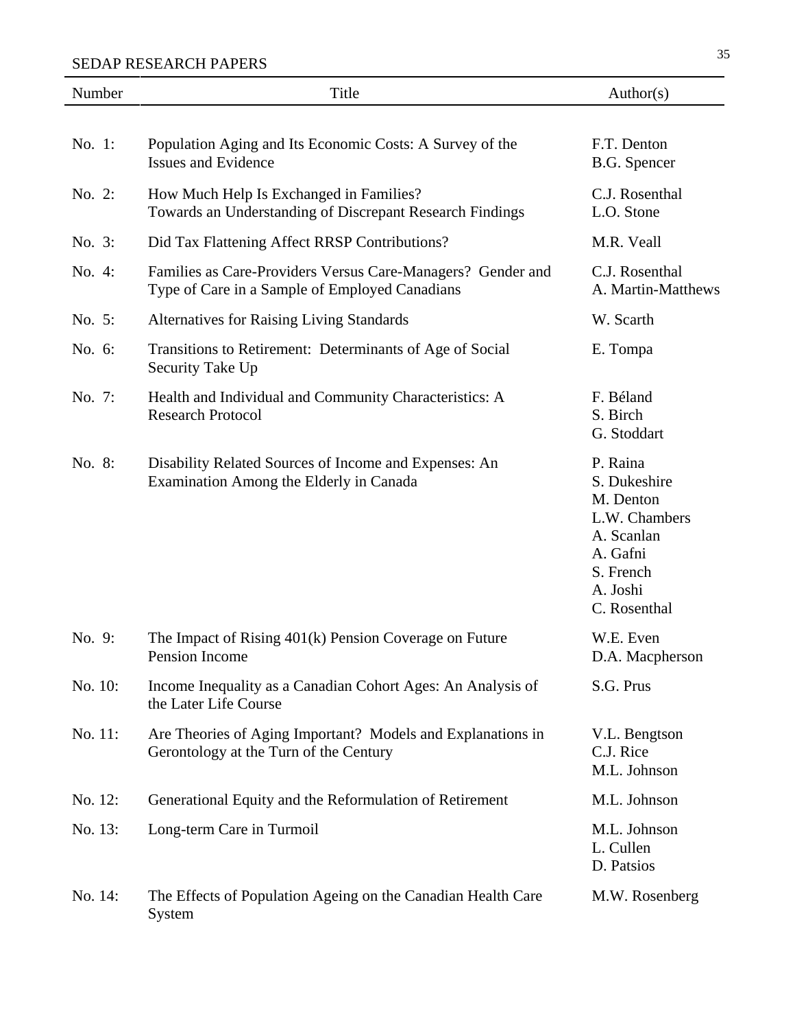SEDAP RESEARCH PAPERS

| Number | Title | Author(s) |
|---|---|---|
| No. 1: | Population Aging and Its Economic Costs: A Survey of the Issues and Evidence | F.T. Denton<br>B.G. Spencer |
| No. 2: | How Much Help Is Exchanged in Families? Towards an Understanding of Discrepant Research Findings | C.J. Rosenthal<br>L.O. Stone |
| No. 3: | Did Tax Flattening Affect RRSP Contributions? | M.R. Veall |
| No. 4: | Families as Care-Providers Versus Care-Managers? Gender and Type of Care in a Sample of Employed Canadians | C.J. Rosenthal<br>A. Martin-Matthews |
| No. 5: | Alternatives for Raising Living Standards | W. Scarth |
| No. 6: | Transitions to Retirement: Determinants of Age of Social Security Take Up | E. Tompa |
| No. 7: | Health and Individual and Community Characteristics: A Research Protocol | F. Béland<br>S. Birch<br>G. Stoddart |
| No. 8: | Disability Related Sources of Income and Expenses: An Examination Among the Elderly in Canada | P. Raina<br>S. Dukeshire<br>M. Denton<br>L.W. Chambers<br>A. Scanlan<br>A. Gafni<br>S. French<br>A. Joshi<br>C. Rosenthal |
| No. 9: | The Impact of Rising 401(k) Pension Coverage on Future Pension Income | W.E. Even<br>D.A. Macpherson |
| No. 10: | Income Inequality as a Canadian Cohort Ages: An Analysis of the Later Life Course | S.G. Prus |
| No. 11: | Are Theories of Aging Important? Models and Explanations in Gerontology at the Turn of the Century | V.L. Bengtson<br>C.J. Rice<br>M.L. Johnson |
| No. 12: | Generational Equity and the Reformulation of Retirement | M.L. Johnson |
| No. 13: | Long-term Care in Turmoil | M.L. Johnson<br>L. Cullen<br>D. Patsios |
| No. 14: | The Effects of Population Ageing on the Canadian Health Care System | M.W. Rosenberg |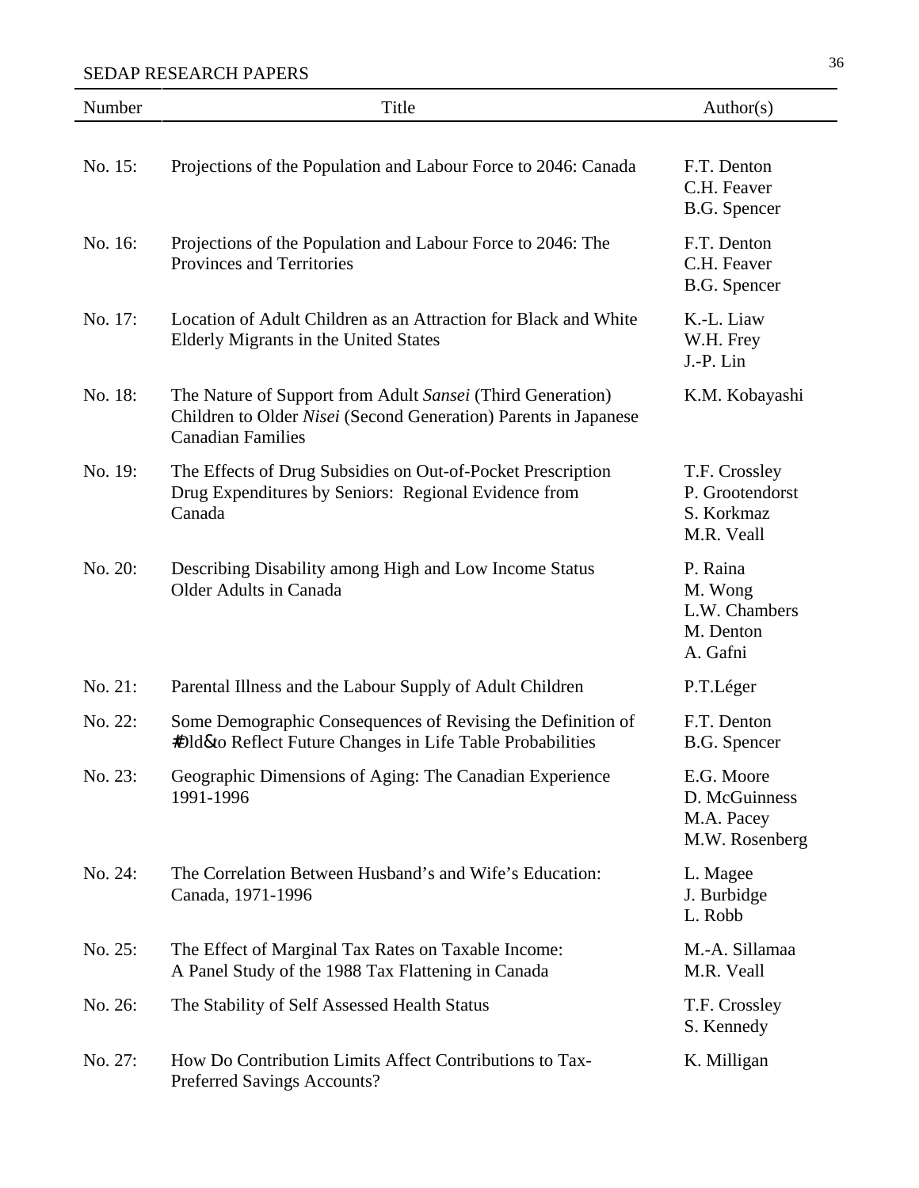SEDAP RESEARCH PAPERS

| Number | Title | Author(s) |
| --- | --- | --- |
| No. 15: | Projections of the Population and Labour Force to 2046: Canada | F.T. Denton<br>C.H. Feaver<br>B.G. Spencer |
| No. 16: | Projections of the Population and Labour Force to 2046: The Provinces and Territories | F.T. Denton<br>C.H. Feaver<br>B.G. Spencer |
| No. 17: | Location of Adult Children as an Attraction for Black and White Elderly Migrants in the United States | K.-L. Liaw<br>W.H. Frey<br>J.-P. Lin |
| No. 18: | The Nature of Support from Adult *Sansei* (Third Generation) Children to Older *Nisei* (Second Generation) Parents in Japanese Canadian Families | K.M. Kobayashi |
| No. 19: | The Effects of Drug Subsidies on Out-of-Pocket Prescription Drug Expenditures by Seniors: Regional Evidence from Canada | T.F. Crossley<br>P. Grootendorst<br>S. Korkmaz<br>M.R. Veall |
| No. 20: | Describing Disability among High and Low Income Status Older Adults in Canada | P. Raina<br>M. Wong<br>L.W. Chambers<br>M. Denton<br>A. Gafni |
| No. 21: | Parental Illness and the Labour Supply of Adult Children | P.T.Léger |
| No. 22: | Some Demographic Consequences of Revising the Definition of "Old" to Reflect Future Changes in Life Table Probabilities | F.T. Denton<br>B.G. Spencer |
| No. 23: | Geographic Dimensions of Aging: The Canadian Experience 1991-1996 | E.G. Moore<br>D. McGuinness<br>M.A. Pacey<br>M.W. Rosenberg |
| No. 24: | The Correlation Between Husband's and Wife's Education: Canada, 1971-1996 | L. Magee<br>J. Burbidge<br>L. Robb |
| No. 25: | The Effect of Marginal Tax Rates on Taxable Income: A Panel Study of the 1988 Tax Flattening in Canada | M.-A. Sillamaa<br>M.R. Veall |
| No. 26: | The Stability of Self Assessed Health Status | T.F. Crossley<br>S. Kennedy |
| No. 27: | How Do Contribution Limits Affect Contributions to Tax-Preferred Savings Accounts? | K. Milligan |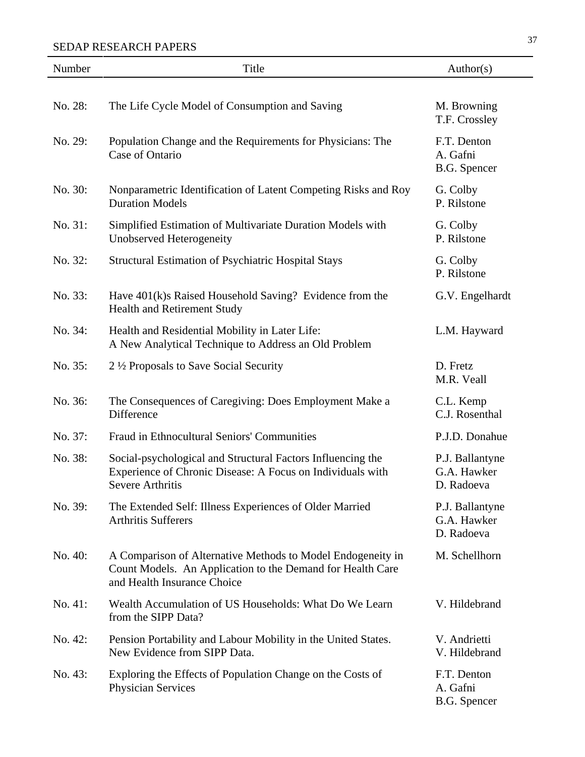SEDAP RESEARCH PAPERS

| Number | Title | Author(s) |
|---|---|---|
| No. 28: | The Life Cycle Model of Consumption and Saving | M. Browning<br>T.F. Crossley |
| No. 29: | Population Change and the Requirements for Physicians: The Case of Ontario | F.T. Denton<br>A. Gafni<br>B.G. Spencer |
| No. 30: | Nonparametric Identification of Latent Competing Risks and Roy Duration Models | G. Colby<br>P. Rilstone |
| No. 31: | Simplified Estimation of Multivariate Duration Models with Unobserved Heterogeneity | G. Colby<br>P. Rilstone |
| No. 32: | Structural Estimation of Psychiatric Hospital Stays | G. Colby<br>P. Rilstone |
| No. 33: | Have 401(k)s Raised Household Saving? Evidence from the Health and Retirement Study | G.V. Engelhardt |
| No. 34: | Health and Residential Mobility in Later Life: A New Analytical Technique to Address an Old Problem | L.M. Hayward |
| No. 35: | 2 ½ Proposals to Save Social Security | D. Fretz<br>M.R. Veall |
| No. 36: | The Consequences of Caregiving: Does Employment Make a Difference | C.L. Kemp<br>C.J. Rosenthal |
| No. 37: | Fraud in Ethnocultural Seniors' Communities | P.J.D. Donahue |
| No. 38: | Social-psychological and Structural Factors Influencing the Experience of Chronic Disease: A Focus on Individuals with Severe Arthritis | P.J. Ballantyne<br>G.A. Hawker<br>D. Radoeva |
| No. 39: | The Extended Self: Illness Experiences of Older Married Arthritis Sufferers | P.J. Ballantyne<br>G.A. Hawker<br>D. Radoeva |
| No. 40: | A Comparison of Alternative Methods to Model Endogeneity in Count Models. An Application to the Demand for Health Care and Health Insurance Choice | M. Schellhorn |
| No. 41: | Wealth Accumulation of US Households: What Do We Learn from the SIPP Data? | V. Hildebrand |
| No. 42: | Pension Portability and Labour Mobility in the United States. New Evidence from SIPP Data. | V. Andrietti<br>V. Hildebrand |
| No. 43: | Exploring the Effects of Population Change on the Costs of Physician Services | F.T. Denton<br>A. Gafni<br>B.G. Spencer |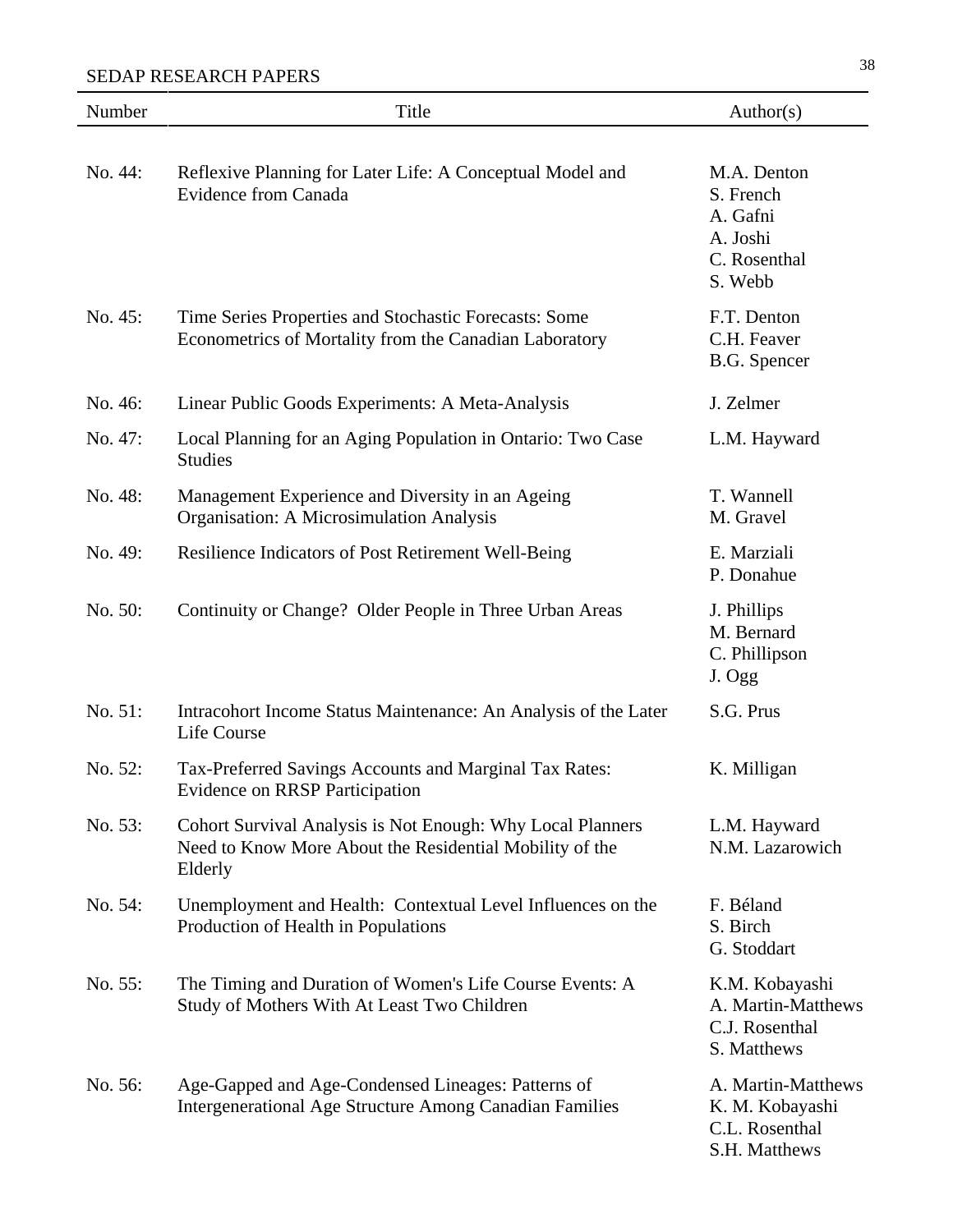SEDAP RESEARCH PAPERS

| Number | Title | Author(s) |
|---|---|---|
| No. 44: | Reflexive Planning for Later Life: A Conceptual Model and Evidence from Canada | M.A. Denton<br>S. French<br>A. Gafni<br>A. Joshi<br>C. Rosenthal<br>S. Webb |
| No. 45: | Time Series Properties and Stochastic Forecasts: Some Econometrics of Mortality from the Canadian Laboratory | F.T. Denton<br>C.H. Feaver<br>B.G. Spencer |
| No. 46: | Linear Public Goods Experiments: A Meta-Analysis | J. Zelmer |
| No. 47: | Local Planning for an Aging Population in Ontario: Two Case Studies | L.M. Hayward |
| No. 48: | Management Experience and Diversity in an Ageing Organisation: A Microsimulation Analysis | T. Wannell<br>M. Gravel |
| No. 49: | Resilience Indicators of Post Retirement Well-Being | E. Marziali<br>P. Donahue |
| No. 50: | Continuity or Change? Older People in Three Urban Areas | J. Phillips<br>M. Bernard<br>C. Phillipson<br>J. Ogg |
| No. 51: | Intracohort Income Status Maintenance: An Analysis of the Later Life Course | S.G. Prus |
| No. 52: | Tax-Preferred Savings Accounts and Marginal Tax Rates: Evidence on RRSP Participation | K. Milligan |
| No. 53: | Cohort Survival Analysis is Not Enough: Why Local Planners Need to Know More About the Residential Mobility of the Elderly | L.M. Hayward<br>N.M. Lazarowich |
| No. 54: | Unemployment and Health: Contextual Level Influences on the Production of Health in Populations | F. Béland<br>S. Birch<br>G. Stoddart |
| No. 55: | The Timing and Duration of Women's Life Course Events: A Study of Mothers With At Least Two Children | K.M. Kobayashi<br>A. Martin-Matthews<br>C.J. Rosenthal<br>S. Matthews |
| No. 56: | Age-Gapped and Age-Condensed Lineages: Patterns of Intergenerational Age Structure Among Canadian Families | A. Martin-Matthews<br>K. M. Kobayashi<br>C.L. Rosenthal<br>S.H. Matthews |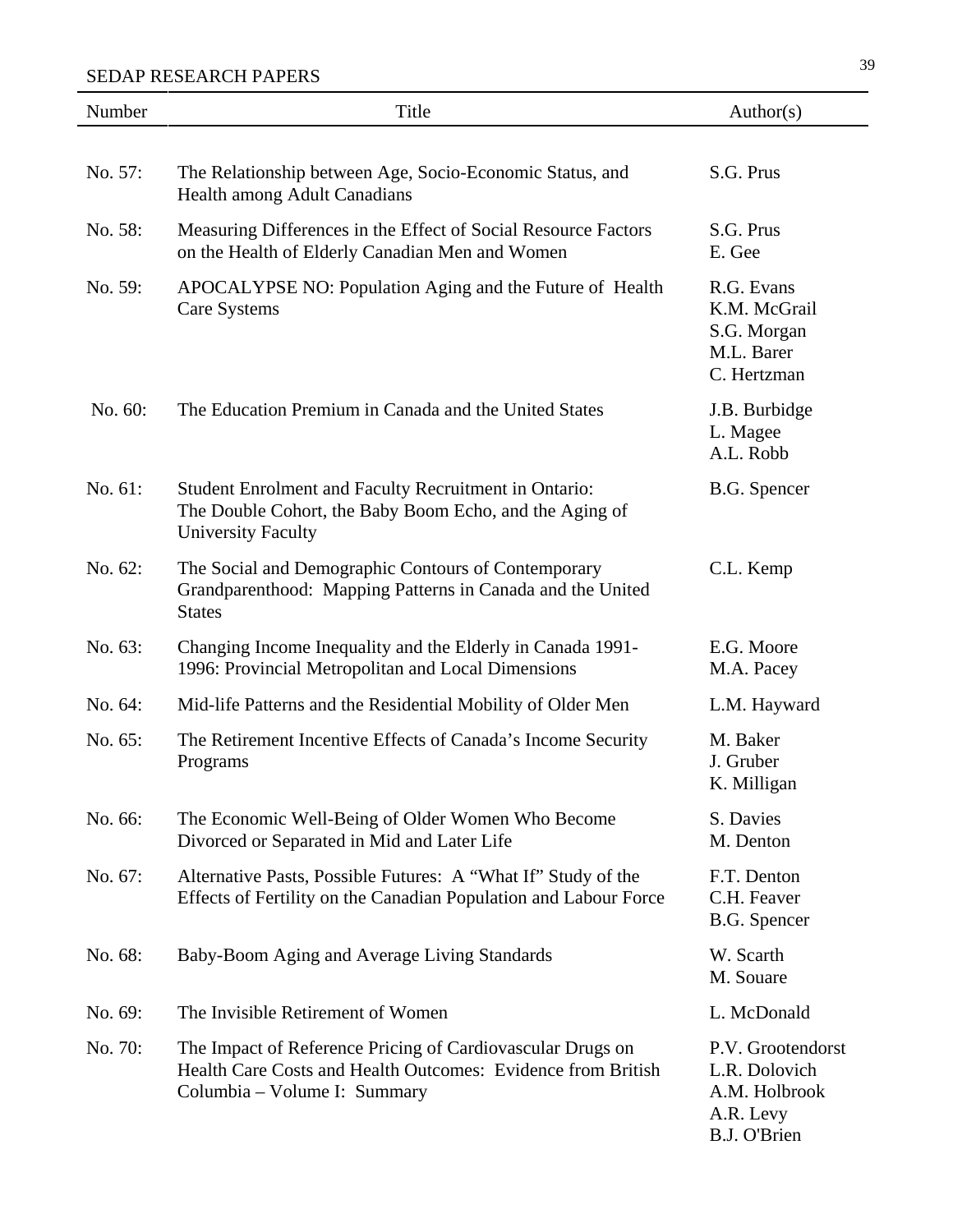SEDAP RESEARCH PAPERS

| Number | Title | Author(s) |
|---|---|---|
| No. 57: | The Relationship between Age, Socio-Economic Status, and Health among Adult Canadians | S.G. Prus |
| No. 58: | Measuring Differences in the Effect of Social Resource Factors on the Health of Elderly Canadian Men and Women | S.G. Prus<br>E. Gee |
| No. 59: | APOCALYPSE NO: Population Aging and the Future of Health Care Systems | R.G. Evans<br>K.M. McGrail<br>S.G. Morgan<br>M.L. Barer<br>C. Hertzman |
| No. 60: | The Education Premium in Canada and the United States | J.B. Burbidge<br>L. Magee<br>A.L. Robb |
| No. 61: | Student Enrolment and Faculty Recruitment in Ontario: The Double Cohort, the Baby Boom Echo, and the Aging of University Faculty | B.G. Spencer |
| No. 62: | The Social and Demographic Contours of Contemporary Grandparenthood: Mapping Patterns in Canada and the United States | C.L. Kemp |
| No. 63: | Changing Income Inequality and the Elderly in Canada 1991-1996: Provincial Metropolitan and Local Dimensions | E.G. Moore<br>M.A. Pacey |
| No. 64: | Mid-life Patterns and the Residential Mobility of Older Men | L.M. Hayward |
| No. 65: | The Retirement Incentive Effects of Canada's Income Security Programs | M. Baker<br>J. Gruber<br>K. Milligan |
| No. 66: | The Economic Well-Being of Older Women Who Become Divorced or Separated in Mid and Later Life | S. Davies<br>M. Denton |
| No. 67: | Alternative Pasts, Possible Futures: A "What If" Study of the Effects of Fertility on the Canadian Population and Labour Force | F.T. Denton<br>C.H. Feaver<br>B.G. Spencer |
| No. 68: | Baby-Boom Aging and Average Living Standards | W. Scarth<br>M. Souare |
| No. 69: | The Invisible Retirement of Women | L. McDonald |
| No. 70: | The Impact of Reference Pricing of Cardiovascular Drugs on Health Care Costs and Health Outcomes: Evidence from British Columbia – Volume I: Summary | P.V. Grootendorst<br>L.R. Dolovich<br>A.M. Holbrook<br>A.R. Levy<br>B.J. O'Brien |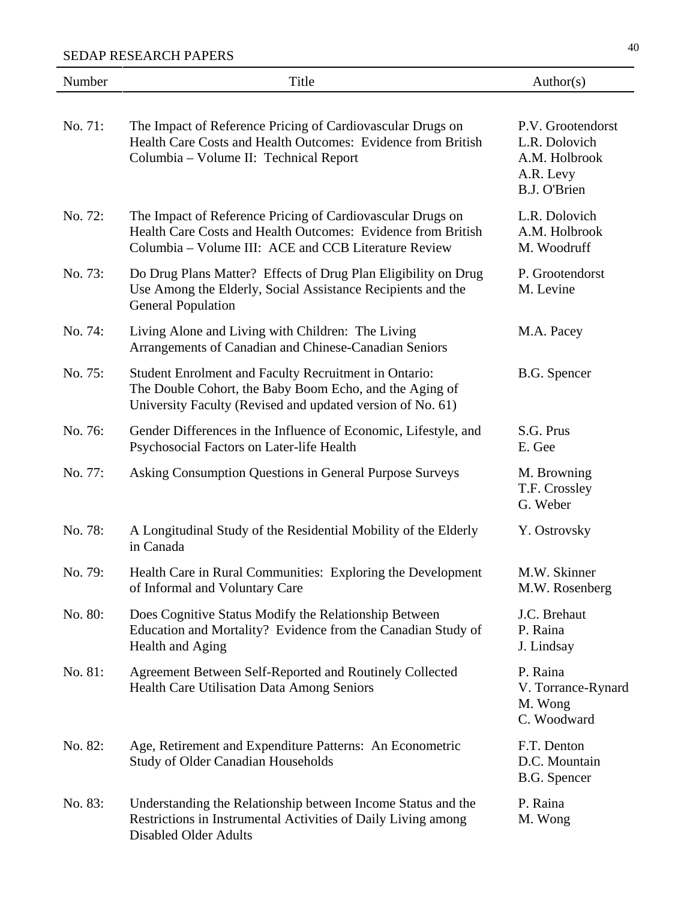SEDAP RESEARCH PAPERS

| Number | Title | Author(s) |
|---|---|---|
| No. 71: | The Impact of Reference Pricing of Cardiovascular Drugs on Health Care Costs and Health Outcomes: Evidence from British Columbia – Volume II: Technical Report | P.V. Grootendorst<br>L.R. Dolovich<br>A.M. Holbrook<br>A.R. Levy<br>B.J. O'Brien |
| No. 72: | The Impact of Reference Pricing of Cardiovascular Drugs on Health Care Costs and Health Outcomes: Evidence from British Columbia – Volume III: ACE and CCB Literature Review | L.R. Dolovich<br>A.M. Holbrook<br>M. Woodruff |
| No. 73: | Do Drug Plans Matter? Effects of Drug Plan Eligibility on Drug Use Among the Elderly, Social Assistance Recipients and the General Population | P. Grootendorst<br>M. Levine |
| No. 74: | Living Alone and Living with Children: The Living Arrangements of Canadian and Chinese-Canadian Seniors | M.A. Pacey |
| No. 75: | Student Enrolment and Faculty Recruitment in Ontario: The Double Cohort, the Baby Boom Echo, and the Aging of University Faculty (Revised and updated version of No. 61) | B.G. Spencer |
| No. 76: | Gender Differences in the Influence of Economic, Lifestyle, and Psychosocial Factors on Later-life Health | S.G. Prus<br>E. Gee |
| No. 77: | Asking Consumption Questions in General Purpose Surveys | M. Browning<br>T.F. Crossley<br>G. Weber |
| No. 78: | A Longitudinal Study of the Residential Mobility of the Elderly in Canada | Y. Ostrovsky |
| No. 79: | Health Care in Rural Communities: Exploring the Development of Informal and Voluntary Care | M.W. Skinner<br>M.W. Rosenberg |
| No. 80: | Does Cognitive Status Modify the Relationship Between Education and Mortality? Evidence from the Canadian Study of Health and Aging | J.C. Brehaut<br>P. Raina<br>J. Lindsay |
| No. 81: | Agreement Between Self-Reported and Routinely Collected Health Care Utilisation Data Among Seniors | P. Raina<br>V. Torrance-Rynard<br>M. Wong<br>C. Woodward |
| No. 82: | Age, Retirement and Expenditure Patterns: An Econometric Study of Older Canadian Households | F.T. Denton<br>D.C. Mountain<br>B.G. Spencer |
| No. 83: | Understanding the Relationship between Income Status and the Restrictions in Instrumental Activities of Daily Living among Disabled Older Adults | P. Raina<br>M. Wong |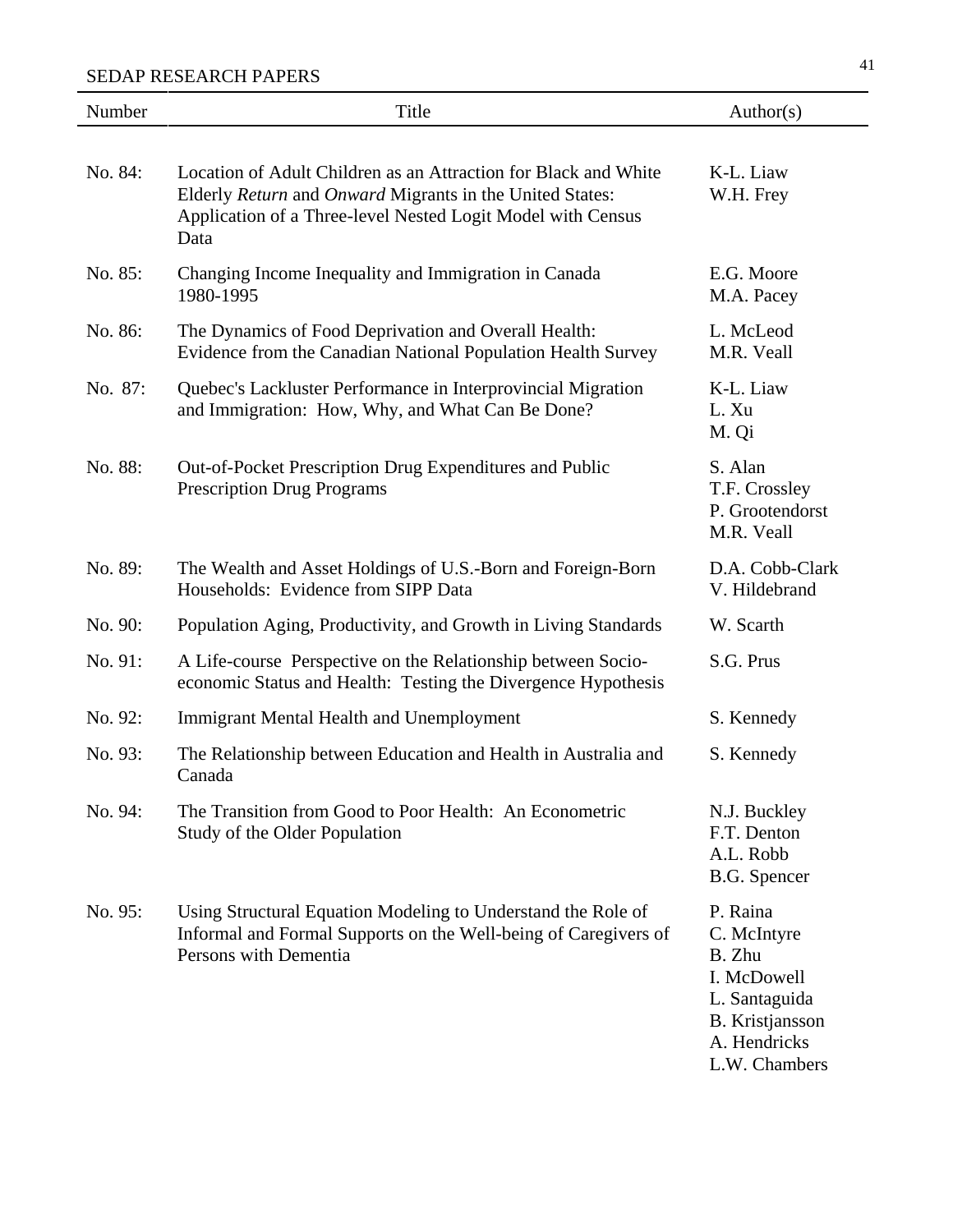SEDAP RESEARCH PAPERS

| Number | Title | Author(s) |
| --- | --- | --- |
| No. 84: | Location of Adult Children as an Attraction for Black and White Elderly *Return* and *Onward* Migrants in the United States: Application of a Three-level Nested Logit Model with Census Data | K-L. Liaw<br>W.H. Frey |
| No. 85: | Changing Income Inequality and Immigration in Canada 1980-1995 | E.G. Moore<br>M.A. Pacey |
| No. 86: | The Dynamics of Food Deprivation and Overall Health: Evidence from the Canadian National Population Health Survey | L. McLeod<br>M.R. Veall |
| No. 87: | Quebec's Lackluster Performance in Interprovincial Migration and Immigration: How, Why, and What Can Be Done? | K-L. Liaw<br>L. Xu<br>M. Qi |
| No. 88: | Out-of-Pocket Prescription Drug Expenditures and Public Prescription Drug Programs | S. Alan<br>T.F. Crossley<br>P. Grootendorst<br>M.R. Veall |
| No. 89: | The Wealth and Asset Holdings of U.S.-Born and Foreign-Born Households: Evidence from SIPP Data | D.A. Cobb-Clark<br>V. Hildebrand |
| No. 90: | Population Aging, Productivity, and Growth in Living Standards | W. Scarth |
| No. 91: | A Life-course Perspective on the Relationship between Socio-economic Status and Health: Testing the Divergence Hypothesis | S.G. Prus |
| No. 92: | Immigrant Mental Health and Unemployment | S. Kennedy |
| No. 93: | The Relationship between Education and Health in Australia and Canada | S. Kennedy |
| No. 94: | The Transition from Good to Poor Health: An Econometric Study of the Older Population | N.J. Buckley<br>F.T. Denton<br>A.L. Robb<br>B.G. Spencer |
| No. 95: | Using Structural Equation Modeling to Understand the Role of Informal and Formal Supports on the Well-being of Caregivers of Persons with Dementia | P. Raina<br>C. McIntyre<br>B. Zhu<br>I. McDowell<br>L. Santaguida<br>B. Kristjansson<br>A. Hendricks<br>L.W. Chambers |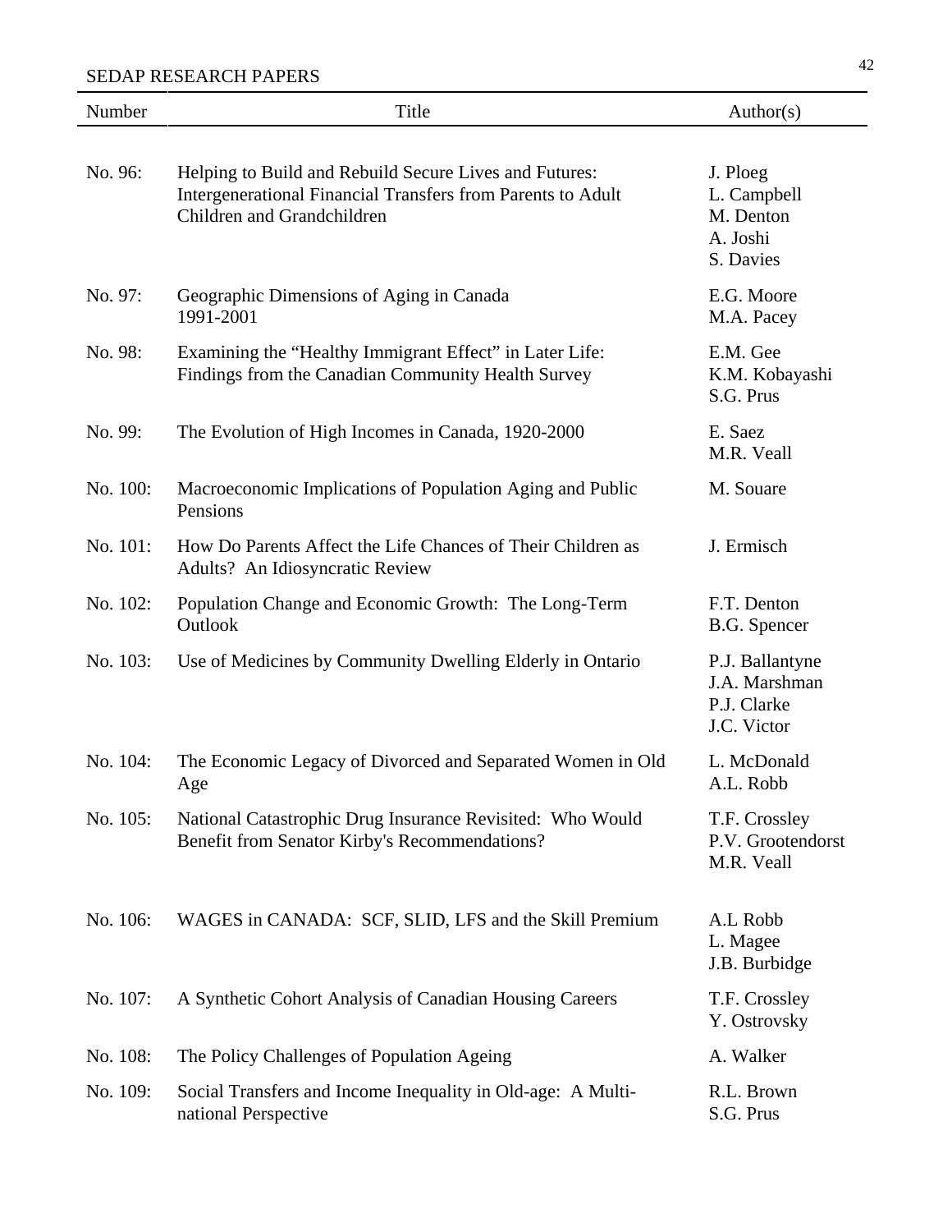## SEDAP RESEARCH PAPERS

| Number | Title | Author(s) |
| --- | --- | --- |
| No. 96: | Helping to Build and Rebuild Secure Lives and Futures: Intergenerational Financial Transfers from Parents to Adult Children and Grandchildren | J. Ploeg<br>L. Campbell<br>M. Denton<br>A. Joshi<br>S. Davies |
| No. 97: | Geographic Dimensions of Aging in Canada 1991-2001 | E.G. Moore<br>M.A. Pacey |
| No. 98: | Examining the “Healthy Immigrant Effect” in Later Life: Findings from the Canadian Community Health Survey | E.M. Gee<br>K.M. Kobayashi<br>S.G. Prus |
| No. 99: | The Evolution of High Incomes in Canada, 1920-2000 | E. Saez<br>M.R. Veall |
| No. 100: | Macroeconomic Implications of Population Aging and Public Pensions | M. Souare |
| No. 101: | How Do Parents Affect the Life Chances of Their Children as Adults? An Idiosyncratic Review | J. Ermisch |
| No. 102: | Population Change and Economic Growth: The Long-Term Outlook | F.T. Denton<br>B.G. Spencer |
| No. 103: | Use of Medicines by Community Dwelling Elderly in Ontario | P.J. Ballantyne<br>J.A. Marshman<br>P.J. Clarke<br>J.C. Victor |
| No. 104: | The Economic Legacy of Divorced and Separated Women in Old Age | L. McDonald<br>A.L. Robb |
| No. 105: | National Catastrophic Drug Insurance Revisited: Who Would Benefit from Senator Kirby's Recommendations? | T.F. Crossley<br>P.V. Grootendorst<br>M.R. Veall |
| No. 106: | WAGES in CANADA: SCF, SLID, LFS and the Skill Premium | A.L Robb<br>L. Magee<br>J.B. Burbidge |
| No. 107: | A Synthetic Cohort Analysis of Canadian Housing Careers | T.F. Crossley<br>Y. Ostrovsky |
| No. 108: | The Policy Challenges of Population Ageing | A. Walker |
| No. 109: | Social Transfers and Income Inequality in Old-age: A Multi-national Perspective | R.L. Brown<br>S.G. Prus |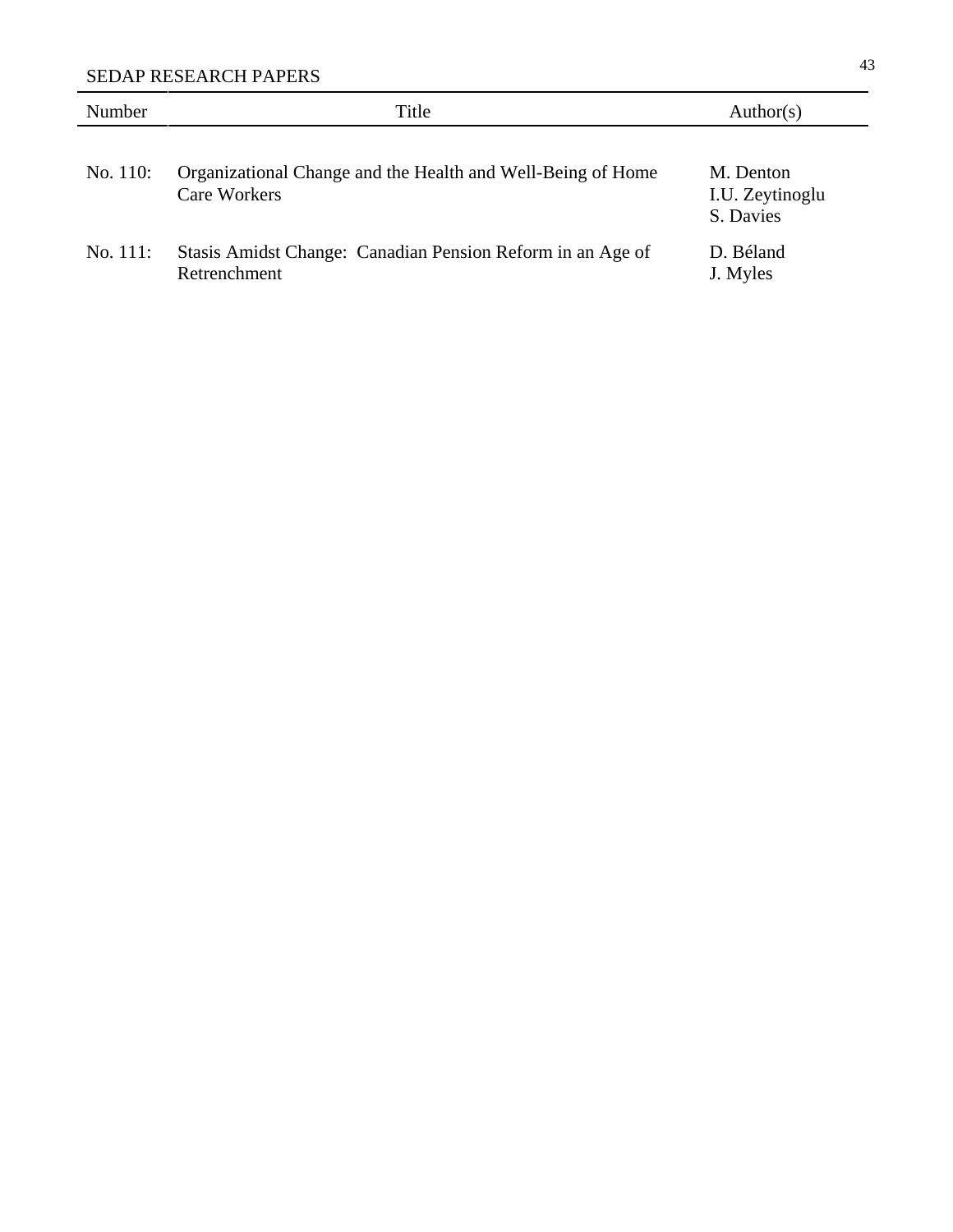SEDAP RESEARCH PAPERS

| Number | Title | Author(s) |
|---|---|---|
| No. 110: | Organizational Change and the Health and Well-Being of Home Care Workers | M. Denton<br>I.U. Zeytinoglu<br>S. Davies |
| No. 111: | Stasis Amidst Change: Canadian Pension Reform in an Age of Retrenchment | D. Béland<br>J. Myles |